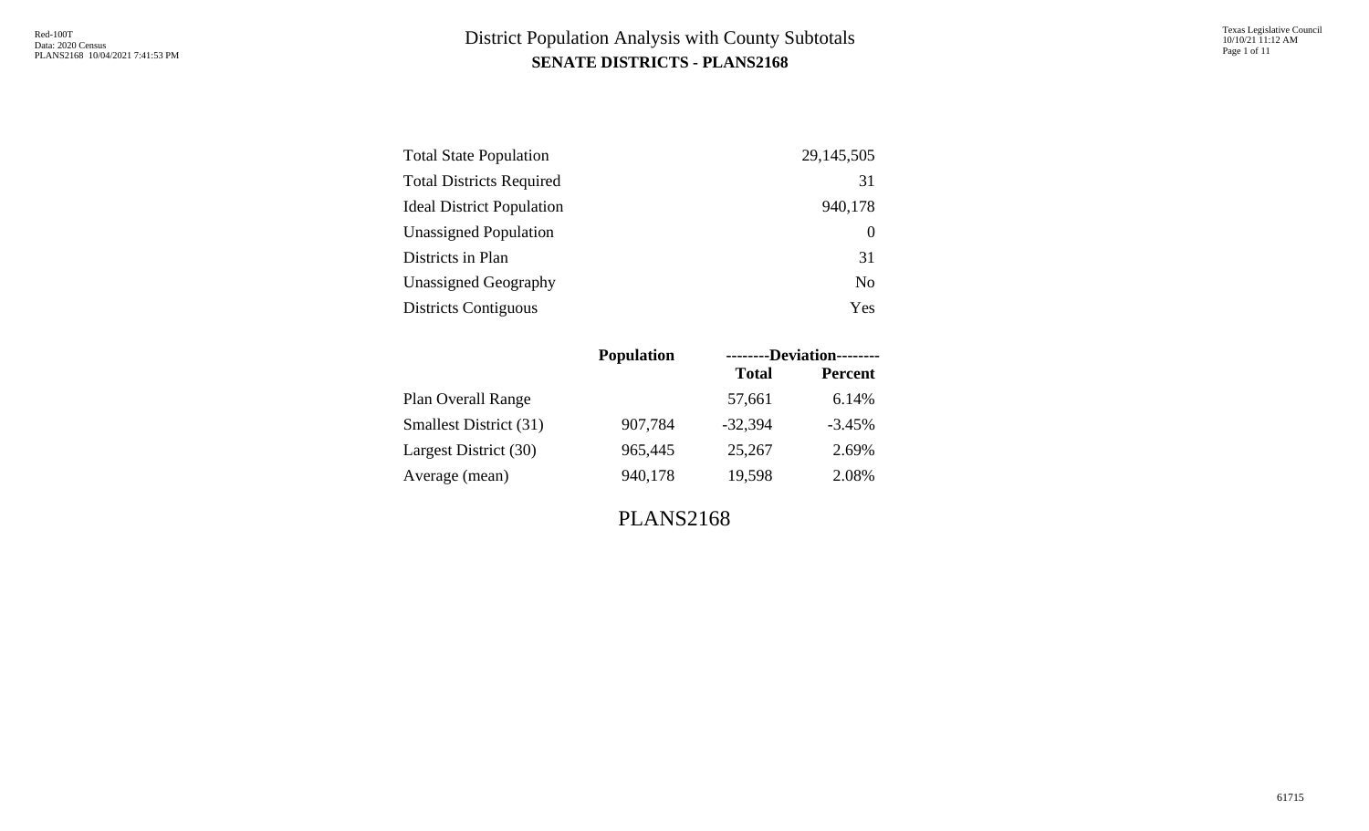# District Population Analysis with County Subtotals

## SENATE DISTRICTS - PLANS2168

| | |
|---|---|
| Total State Population | 29,145,505 |
| Total Districts Required | 31 |
| Ideal District Population | 940,178 |
| Unassigned Population | 0 |
| Districts in Plan | 31 |
| Unassigned Geography | No |
| Districts Contiguous | Yes |

| | Population | --------Deviation-------- | |
|---|---|---|---|
| | | Total | Percent |
| Plan Overall Range | | 57,661 | 6.14% |
| Smallest District (31) | 907,784 | -32,394 | -3.45% |
| Largest District (30) | 965,445 | 25,267 | 2.69% |
| Average (mean) | 940,178 | 19,598 | 2.08% |

PLANS2168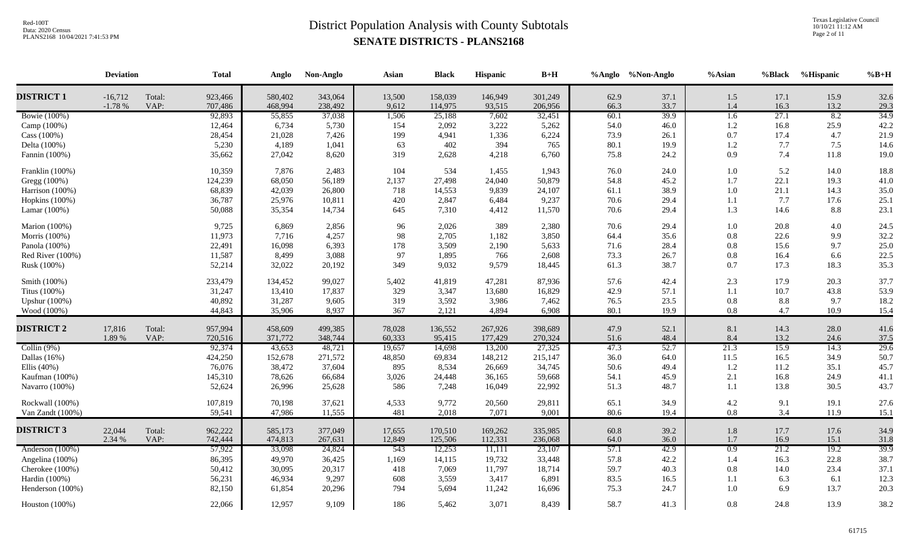# District Population Analysis with County Subtotals

## SENATE DISTRICTS - PLANS2168

Red-100T
Data: 2020 Census
PLANS2168 10/04/2021 7:41:53 PM

Texas Legislative Council
10/10/21 11:12 AM

| | Deviation | | Total | Anglo | Non-Anglo | Asian | Black | Hispanic | B+H | %Anglo | %Non-Anglo | %Asian | %Black | %Hispanic | %B+H |
|---|---|---|---|---|---|---|---|---|---|---|---|---|---|---|---|
| **DISTRICT 1** | -16,712 | Total: | 923,466 | 580,402 | 343,064 | 13,500 | 158,039 | 146,949 | 301,249 | 62.9 | 37.1 | 1.5 | 17.1 | 15.9 | 32.6 |
| | -1.78 % | VAP: | 707,486 | 468,994 | 238,492 | 9,612 | 114,975 | 93,515 | 206,956 | 66.3 | 33.7 | 1.4 | 16.3 | 13.2 | 29.3 |
| Bowie (100%) | | | 92,893 | 55,855 | 37,038 | 1,506 | 25,188 | 7,602 | 32,451 | 60.1 | 39.9 | 1.6 | 27.1 | 8.2 | 34.9 |
| Camp (100%) | | | 12,464 | 6,734 | 5,730 | 154 | 2,092 | 3,222 | 5,262 | 54.0 | 46.0 | 1.2 | 16.8 | 25.9 | 42.2 |
| Cass (100%) | | | 28,454 | 21,028 | 7,426 | 199 | 4,941 | 1,336 | 6,224 | 73.9 | 26.1 | 0.7 | 17.4 | 4.7 | 21.9 |
| Delta (100%) | | | 5,230 | 4,189 | 1,041 | 63 | 402 | 394 | 765 | 80.1 | 19.9 | 1.2 | 7.7 | 7.5 | 14.6 |
| Fannin (100%) | | | 35,662 | 27,042 | 8,620 | 319 | 2,628 | 4,218 | 6,760 | 75.8 | 24.2 | 0.9 | 7.4 | 11.8 | 19.0 |
| Franklin (100%) | | | 10,359 | 7,876 | 2,483 | 104 | 534 | 1,455 | 1,943 | 76.0 | 24.0 | 1.0 | 5.2 | 14.0 | 18.8 |
| Gregg (100%) | | | 124,239 | 68,050 | 56,189 | 2,137 | 27,498 | 24,040 | 50,879 | 54.8 | 45.2 | 1.7 | 22.1 | 19.3 | 41.0 |
| Harrison (100%) | | | 68,839 | 42,039 | 26,800 | 718 | 14,553 | 9,839 | 24,107 | 61.1 | 38.9 | 1.0 | 21.1 | 14.3 | 35.0 |
| Hopkins (100%) | | | 36,787 | 25,976 | 10,811 | 420 | 2,847 | 6,484 | 9,237 | 70.6 | 29.4 | 1.1 | 7.7 | 17.6 | 25.1 |
| Lamar (100%) | | | 50,088 | 35,354 | 14,734 | 645 | 7,310 | 4,412 | 11,570 | 70.6 | 29.4 | 1.3 | 14.6 | 8.8 | 23.1 |
| Marion (100%) | | | 9,725 | 6,869 | 2,856 | 96 | 2,026 | 389 | 2,380 | 70.6 | 29.4 | 1.0 | 20.8 | 4.0 | 24.5 |
| Morris (100%) | | | 11,973 | 7,716 | 4,257 | 98 | 2,705 | 1,182 | 3,850 | 64.4 | 35.6 | 0.8 | 22.6 | 9.9 | 32.2 |
| Panola (100%) | | | 22,491 | 16,098 | 6,393 | 178 | 3,509 | 2,190 | 5,633 | 71.6 | 28.4 | 0.8 | 15.6 | 9.7 | 25.0 |
| Red River (100%) | | | 11,587 | 8,499 | 3,088 | 97 | 1,895 | 766 | 2,608 | 73.3 | 26.7 | 0.8 | 16.4 | 6.6 | 22.5 |
| Rusk (100%) | | | 52,214 | 32,022 | 20,192 | 349 | 9,032 | 9,579 | 18,445 | 61.3 | 38.7 | 0.7 | 17.3 | 18.3 | 35.3 |
| Smith (100%) | | | 233,479 | 134,452 | 99,027 | 5,402 | 41,819 | 47,281 | 87,936 | 57.6 | 42.4 | 2.3 | 17.9 | 20.3 | 37.7 |
| Titus (100%) | | | 31,247 | 13,410 | 17,837 | 329 | 3,347 | 13,680 | 16,829 | 42.9 | 57.1 | 1.1 | 10.7 | 43.8 | 53.9 |
| Upshur (100%) | | | 40,892 | 31,287 | 9,605 | 319 | 3,592 | 3,986 | 7,462 | 76.5 | 23.5 | 0.8 | 8.8 | 9.7 | 18.2 |
| Wood (100%) | | | 44,843 | 35,906 | 8,937 | 367 | 2,121 | 4,894 | 6,908 | 80.1 | 19.9 | 0.8 | 4.7 | 10.9 | 15.4 |
| **DISTRICT 2** | 17,816 | Total: | 957,994 | 458,609 | 499,385 | 78,028 | 136,552 | 267,926 | 398,689 | 47.9 | 52.1 | 8.1 | 14.3 | 28.0 | 41.6 |
| | 1.89 % | VAP: | 720,516 | 371,772 | 348,744 | 60,333 | 95,415 | 177,429 | 270,324 | 51.6 | 48.4 | 8.4 | 13.2 | 24.6 | 37.5 |
| Collin (9%) | | | 92,374 | 43,653 | 48,721 | 19,657 | 14,698 | 13,200 | 27,325 | 47.3 | 52.7 | 21.3 | 15.9 | 14.3 | 29.6 |
| Dallas (16%) | | | 424,250 | 152,678 | 271,572 | 48,850 | 69,834 | 148,212 | 215,147 | 36.0 | 64.0 | 11.5 | 16.5 | 34.9 | 50.7 |
| Ellis (40%) | | | 76,076 | 38,472 | 37,604 | 895 | 8,534 | 26,669 | 34,745 | 50.6 | 49.4 | 1.2 | 11.2 | 35.1 | 45.7 |
| Kaufman (100%) | | | 145,310 | 78,626 | 66,684 | 3,026 | 24,448 | 36,165 | 59,668 | 54.1 | 45.9 | 2.1 | 16.8 | 24.9 | 41.1 |
| Navarro (100%) | | | 52,624 | 26,996 | 25,628 | 586 | 7,248 | 16,049 | 22,992 | 51.3 | 48.7 | 1.1 | 13.8 | 30.5 | 43.7 |
| Rockwall (100%) | | | 107,819 | 70,198 | 37,621 | 4,533 | 9,772 | 20,560 | 29,811 | 65.1 | 34.9 | 4.2 | 9.1 | 19.1 | 27.6 |
| Van Zandt (100%) | | | 59,541 | 47,986 | 11,555 | 481 | 2,018 | 7,071 | 9,001 | 80.6 | 19.4 | 0.8 | 3.4 | 11.9 | 15.1 |
| **DISTRICT 3** | 22,044 | Total: | 962,222 | 585,173 | 377,049 | 17,655 | 170,510 | 169,262 | 335,985 | 60.8 | 39.2 | 1.8 | 17.7 | 17.6 | 34.9 |
| | 2.34 % | VAP: | 742,444 | 474,813 | 267,631 | 12,849 | 125,506 | 112,331 | 236,068 | 64.0 | 36.0 | 1.7 | 16.9 | 15.1 | 31.8 |
| Anderson (100%) | | | 57,922 | 33,098 | 24,824 | 543 | 12,253 | 11,111 | 23,107 | 57.1 | 42.9 | 0.9 | 21.2 | 19.2 | 39.9 |
| Angelina (100%) | | | 86,395 | 49,970 | 36,425 | 1,169 | 14,115 | 19,732 | 33,448 | 57.8 | 42.2 | 1.4 | 16.3 | 22.8 | 38.7 |
| Cherokee (100%) | | | 50,412 | 30,095 | 20,317 | 418 | 7,069 | 11,797 | 18,714 | 59.7 | 40.3 | 0.8 | 14.0 | 23.4 | 37.1 |
| Hardin (100%) | | | 56,231 | 46,934 | 9,297 | 608 | 3,559 | 3,417 | 6,891 | 83.5 | 16.5 | 1.1 | 6.3 | 6.1 | 12.3 |
| Henderson (100%) | | | 82,150 | 61,854 | 20,296 | 794 | 5,694 | 11,242 | 16,696 | 75.3 | 24.7 | 1.0 | 6.9 | 13.7 | 20.3 |
| Houston (100%) | | | 22,066 | 12,957 | 9,109 | 186 | 5,462 | 3,071 | 8,439 | 58.7 | 41.3 | 0.8 | 24.8 | 13.9 | 38.2 |

61715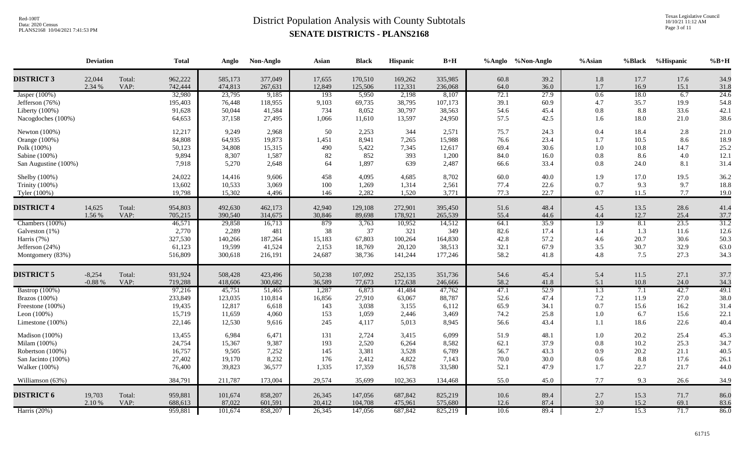# District Population Analysis with County Subtotals

## SENATE DISTRICTS - PLANS2168

| | Deviation | | Total | Anglo | Non-Anglo | Asian | Black | Hispanic | B+H | %Anglo | %Non-Anglo | %Asian | %Black | %Hispanic | %B+H |
|---|---|---|---|---|---|---|---|---|---|---|---|---|---|---|---|
| **DISTRICT 3** | 22,044 | Total: | 962,222 | 585,173 | 377,049 | 17,655 | 170,510 | 169,262 | 335,985 | 60.8 | 39.2 | 1.8 | 17.7 | 17.6 | 34.9 |
| | 2.34 % | VAP: | 742,444 | 474,813 | 267,631 | 12,849 | 125,506 | 112,331 | 236,068 | 64.0 | 36.0 | 1.7 | 16.9 | 15.1 | 31.8 |
| Jasper (100%) | | | 32,980 | 23,795 | 9,185 | 193 | 5,950 | 2,198 | 8,107 | 72.1 | 27.9 | 0.6 | 18.0 | 6.7 | 24.6 |
| Jefferson (76%) | | | 195,403 | 76,448 | 118,955 | 9,103 | 69,735 | 38,795 | 107,173 | 39.1 | 60.9 | 4.7 | 35.7 | 19.9 | 54.8 |
| Liberty (100%) | | | 91,628 | 50,044 | 41,584 | 734 | 8,052 | 30,797 | 38,563 | 54.6 | 45.4 | 0.8 | 8.8 | 33.6 | 42.1 |
| Nacogdoches (100%) | | | 64,653 | 37,158 | 27,495 | 1,066 | 11,610 | 13,597 | 24,950 | 57.5 | 42.5 | 1.6 | 18.0 | 21.0 | 38.6 |
| Newton (100%) | | | 12,217 | 9,249 | 2,968 | 50 | 2,253 | 344 | 2,571 | 75.7 | 24.3 | 0.4 | 18.4 | 2.8 | 21.0 |
| Orange (100%) | | | 84,808 | 64,935 | 19,873 | 1,451 | 8,941 | 7,265 | 15,988 | 76.6 | 23.4 | 1.7 | 10.5 | 8.6 | 18.9 |
| Polk (100%) | | | 50,123 | 34,808 | 15,315 | 490 | 5,422 | 7,345 | 12,617 | 69.4 | 30.6 | 1.0 | 10.8 | 14.7 | 25.2 |
| Sabine (100%) | | | 9,894 | 8,307 | 1,587 | 82 | 852 | 393 | 1,200 | 84.0 | 16.0 | 0.8 | 8.6 | 4.0 | 12.1 |
| San Augustine (100%) | | | 7,918 | 5,270 | 2,648 | 64 | 1,897 | 639 | 2,487 | 66.6 | 33.4 | 0.8 | 24.0 | 8.1 | 31.4 |
| Shelby (100%) | | | 24,022 | 14,416 | 9,606 | 458 | 4,095 | 4,685 | 8,702 | 60.0 | 40.0 | 1.9 | 17.0 | 19.5 | 36.2 |
| Trinity (100%) | | | 13,602 | 10,533 | 3,069 | 100 | 1,269 | 1,314 | 2,561 | 77.4 | 22.6 | 0.7 | 9.3 | 9.7 | 18.8 |
| Tyler (100%) | | | 19,798 | 15,302 | 4,496 | 146 | 2,282 | 1,520 | 3,771 | 77.3 | 22.7 | 0.7 | 11.5 | 7.7 | 19.0 |
| **DISTRICT 4** | 14,625 | Total: | 954,803 | 492,630 | 462,173 | 42,940 | 129,108 | 272,901 | 395,450 | 51.6 | 48.4 | 4.5 | 13.5 | 28.6 | 41.4 |
| | 1.56 % | VAP: | 705,215 | 390,540 | 314,675 | 30,846 | 89,698 | 178,921 | 265,539 | 55.4 | 44.6 | 4.4 | 12.7 | 25.4 | 37.7 |
| Chambers (100%) | | | 46,571 | 29,858 | 16,713 | 879 | 3,763 | 10,952 | 14,512 | 64.1 | 35.9 | 1.9 | 8.1 | 23.5 | 31.2 |
| Galveston (1%) | | | 2,770 | 2,289 | 481 | 38 | 37 | 321 | 349 | 82.6 | 17.4 | 1.4 | 1.3 | 11.6 | 12.6 |
| Harris (7%) | | | 327,530 | 140,266 | 187,264 | 15,183 | 67,803 | 100,264 | 164,830 | 42.8 | 57.2 | 4.6 | 20.7 | 30.6 | 50.3 |
| Jefferson (24%) | | | 61,123 | 19,599 | 41,524 | 2,153 | 18,769 | 20,120 | 38,513 | 32.1 | 67.9 | 3.5 | 30.7 | 32.9 | 63.0 |
| Montgomery (83%) | | | 516,809 | 300,618 | 216,191 | 24,687 | 38,736 | 141,244 | 177,246 | 58.2 | 41.8 | 4.8 | 7.5 | 27.3 | 34.3 |
| **DISTRICT 5** | -8,254 | Total: | 931,924 | 508,428 | 423,496 | 50,238 | 107,092 | 252,135 | 351,736 | 54.6 | 45.4 | 5.4 | 11.5 | 27.1 | 37.7 |
| | -0.88 % | VAP: | 719,288 | 418,606 | 300,682 | 36,589 | 77,673 | 172,638 | 246,666 | 58.2 | 41.8 | 5.1 | 10.8 | 24.0 | 34.3 |
| Bastrop (100%) | | | 97,216 | 45,751 | 51,465 | 1,287 | 6,873 | 41,484 | 47,762 | 47.1 | 52.9 | 1.3 | 7.1 | 42.7 | 49.1 |
| Brazos (100%) | | | 233,849 | 123,035 | 110,814 | 16,856 | 27,910 | 63,067 | 88,787 | 52.6 | 47.4 | 7.2 | 11.9 | 27.0 | 38.0 |
| Freestone (100%) | | | 19,435 | 12,817 | 6,618 | 143 | 3,038 | 3,155 | 6,112 | 65.9 | 34.1 | 0.7 | 15.6 | 16.2 | 31.4 |
| Leon (100%) | | | 15,719 | 11,659 | 4,060 | 153 | 1,059 | 2,446 | 3,469 | 74.2 | 25.8 | 1.0 | 6.7 | 15.6 | 22.1 |
| Limestone (100%) | | | 22,146 | 12,530 | 9,616 | 245 | 4,117 | 5,013 | 8,945 | 56.6 | 43.4 | 1.1 | 18.6 | 22.6 | 40.4 |
| Madison (100%) | | | 13,455 | 6,984 | 6,471 | 131 | 2,724 | 3,415 | 6,099 | 51.9 | 48.1 | 1.0 | 20.2 | 25.4 | 45.3 |
| Milam (100%) | | | 24,754 | 15,367 | 9,387 | 193 | 2,520 | 6,264 | 8,582 | 62.1 | 37.9 | 0.8 | 10.2 | 25.3 | 34.7 |
| Robertson (100%) | | | 16,757 | 9,505 | 7,252 | 145 | 3,381 | 3,528 | 6,789 | 56.7 | 43.3 | 0.9 | 20.2 | 21.1 | 40.5 |
| San Jacinto (100%) | | | 27,402 | 19,170 | 8,232 | 176 | 2,412 | 4,822 | 7,143 | 70.0 | 30.0 | 0.6 | 8.8 | 17.6 | 26.1 |
| Walker (100%) | | | 76,400 | 39,823 | 36,577 | 1,335 | 17,359 | 16,578 | 33,580 | 52.1 | 47.9 | 1.7 | 22.7 | 21.7 | 44.0 |
| Williamson (63%) | | | 384,791 | 211,787 | 173,004 | 29,574 | 35,699 | 102,363 | 134,468 | 55.0 | 45.0 | 7.7 | 9.3 | 26.6 | 34.9 |
| **DISTRICT 6** | 19,703 | Total: | 959,881 | 101,674 | 858,207 | 26,345 | 147,056 | 687,842 | 825,219 | 10.6 | 89.4 | 2.7 | 15.3 | 71.7 | 86.0 |
| | 2.10 % | VAP: | 688,613 | 87,022 | 601,591 | 20,412 | 104,708 | 475,961 | 575,680 | 12.6 | 87.4 | 3.0 | 15.2 | 69.1 | 83.6 |
| Harris (20%) | | | 959,881 | 101,674 | 858,207 | 26,345 | 147,056 | 687,842 | 825,219 | 10.6 | 89.4 | 2.7 | 15.3 | 71.7 | 86.0 |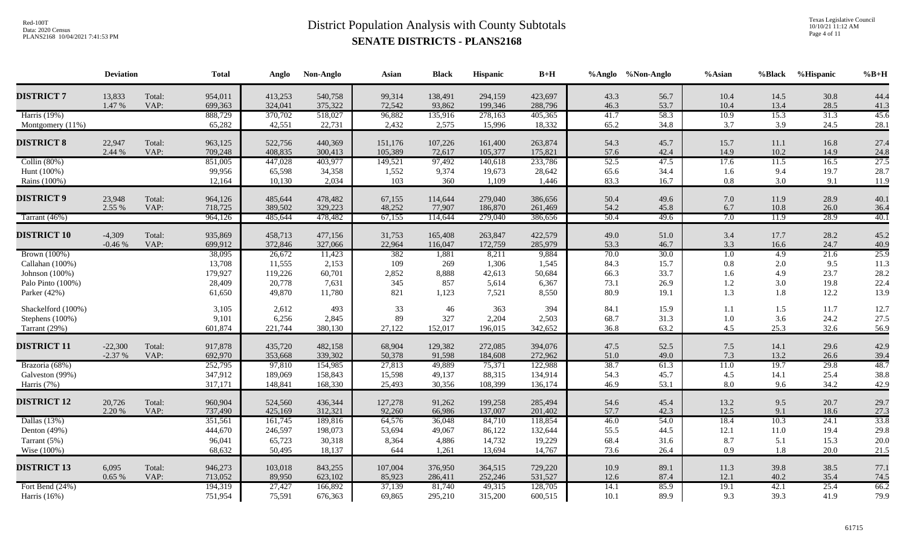# District Population Analysis with County Subtotals

## SENATE DISTRICTS - PLANS2168

| | Deviation | | Total | Anglo | Non-Anglo | Asian | Black | Hispanic | B+H | %Anglo | %Non-Anglo | %Asian | %Black | %Hispanic | %B+H |
|---|---|---|---|---|---|---|---|---|---|---|---|---|---|---|---|
| **DISTRICT 7** | 13,833 | Total: | 954,011 | 413,253 | 540,758 | 99,314 | 138,491 | 294,159 | 423,697 | 43.3 | 56.7 | 10.4 | 14.5 | 30.8 | 44.4 |
| | 1.47 % | VAP: | 699,363 | 324,041 | 375,322 | 72,542 | 93,862 | 199,346 | 288,796 | 46.3 | 53.7 | 10.4 | 13.4 | 28.5 | 41.3 |
| Harris (19%) | | | 888,729 | 370,702 | 518,027 | 96,882 | 135,916 | 278,163 | 405,365 | 41.7 | 58.3 | 10.9 | 15.3 | 31.3 | 45.6 |
| Montgomery (11%) | | | 65,282 | 42,551 | 22,731 | 2,432 | 2,575 | 15,996 | 18,332 | 65.2 | 34.8 | 3.7 | 3.9 | 24.5 | 28.1 |
| **DISTRICT 8** | 22,947 | Total: | 963,125 | 522,756 | 440,369 | 151,176 | 107,226 | 161,400 | 263,874 | 54.3 | 45.7 | 15.7 | 11.1 | 16.8 | 27.4 |
| | 2.44 % | VAP: | 709,248 | 408,835 | 300,413 | 105,389 | 72,617 | 105,377 | 175,821 | 57.6 | 42.4 | 14.9 | 10.2 | 14.9 | 24.8 |
| Collin (80%) | | | 851,005 | 447,028 | 403,977 | 149,521 | 97,492 | 140,618 | 233,786 | 52.5 | 47.5 | 17.6 | 11.5 | 16.5 | 27.5 |
| Hunt (100%) | | | 99,956 | 65,598 | 34,358 | 1,552 | 9,374 | 19,673 | 28,642 | 65.6 | 34.4 | 1.6 | 9.4 | 19.7 | 28.7 |
| Rains (100%) | | | 12,164 | 10,130 | 2,034 | 103 | 360 | 1,109 | 1,446 | 83.3 | 16.7 | 0.8 | 3.0 | 9.1 | 11.9 |
| **DISTRICT 9** | 23,948 | Total: | 964,126 | 485,644 | 478,482 | 67,155 | 114,644 | 279,040 | 386,656 | 50.4 | 49.6 | 7.0 | 11.9 | 28.9 | 40.1 |
| | 2.55 % | VAP: | 718,725 | 389,502 | 329,223 | 48,252 | 77,907 | 186,870 | 261,469 | 54.2 | 45.8 | 6.7 | 10.8 | 26.0 | 36.4 |
| Tarrant (46%) | | | 964,126 | 485,644 | 478,482 | 67,155 | 114,644 | 279,040 | 386,656 | 50.4 | 49.6 | 7.0 | 11.9 | 28.9 | 40.1 |
| **DISTRICT 10** | -4,309 | Total: | 935,869 | 458,713 | 477,156 | 31,753 | 165,408 | 263,847 | 422,579 | 49.0 | 51.0 | 3.4 | 17.7 | 28.2 | 45.2 |
| | -0.46 % | VAP: | 699,912 | 372,846 | 327,066 | 22,964 | 116,047 | 172,759 | 285,979 | 53.3 | 46.7 | 3.3 | 16.6 | 24.7 | 40.9 |
| Brown (100%) | | | 38,095 | 26,672 | 11,423 | 382 | 1,881 | 8,211 | 9,884 | 70.0 | 30.0 | 1.0 | 4.9 | 21.6 | 25.9 |
| Callahan (100%) | | | 13,708 | 11,555 | 2,153 | 109 | 269 | 1,306 | 1,545 | 84.3 | 15.7 | 0.8 | 2.0 | 9.5 | 11.3 |
| Johnson (100%) | | | 179,927 | 119,226 | 60,701 | 2,852 | 8,888 | 42,613 | 50,684 | 66.3 | 33.7 | 1.6 | 4.9 | 23.7 | 28.2 |
| Palo Pinto (100%) | | | 28,409 | 20,778 | 7,631 | 345 | 857 | 5,614 | 6,367 | 73.1 | 26.9 | 1.2 | 3.0 | 19.8 | 22.4 |
| Parker (42%) | | | 61,650 | 49,870 | 11,780 | 821 | 1,123 | 7,521 | 8,550 | 80.9 | 19.1 | 1.3 | 1.8 | 12.2 | 13.9 |
| Shackelford (100%) | | | 3,105 | 2,612 | 493 | 33 | 46 | 363 | 394 | 84.1 | 15.9 | 1.1 | 1.5 | 11.7 | 12.7 |
| Stephens (100%) | | | 9,101 | 6,256 | 2,845 | 89 | 327 | 2,204 | 2,503 | 68.7 | 31.3 | 1.0 | 3.6 | 24.2 | 27.5 |
| Tarrant (29%) | | | 601,874 | 221,744 | 380,130 | 27,122 | 152,017 | 196,015 | 342,652 | 36.8 | 63.2 | 4.5 | 25.3 | 32.6 | 56.9 |
| **DISTRICT 11** | -22,300 | Total: | 917,878 | 435,720 | 482,158 | 68,904 | 129,382 | 272,085 | 394,076 | 47.5 | 52.5 | 7.5 | 14.1 | 29.6 | 42.9 |
| | -2.37 % | VAP: | 692,970 | 353,668 | 339,302 | 50,378 | 91,598 | 184,608 | 272,962 | 51.0 | 49.0 | 7.3 | 13.2 | 26.6 | 39.4 |
| Brazoria (68%) | | | 252,795 | 97,810 | 154,985 | 27,813 | 49,889 | 75,371 | 122,988 | 38.7 | 61.3 | 11.0 | 19.7 | 29.8 | 48.7 |
| Galveston (99%) | | | 347,912 | 189,069 | 158,843 | 15,598 | 49,137 | 88,315 | 134,914 | 54.3 | 45.7 | 4.5 | 14.1 | 25.4 | 38.8 |
| Harris (7%) | | | 317,171 | 148,841 | 168,330 | 25,493 | 30,356 | 108,399 | 136,174 | 46.9 | 53.1 | 8.0 | 9.6 | 34.2 | 42.9 |
| **DISTRICT 12** | 20,726 | Total: | 960,904 | 524,560 | 436,344 | 127,278 | 91,262 | 199,258 | 285,494 | 54.6 | 45.4 | 13.2 | 9.5 | 20.7 | 29.7 |
| | 2.20 % | VAP: | 737,490 | 425,169 | 312,321 | 92,260 | 66,986 | 137,007 | 201,402 | 57.7 | 42.3 | 12.5 | 9.1 | 18.6 | 27.3 |
| Dallas (13%) | | | 351,561 | 161,745 | 189,816 | 64,576 | 36,048 | 84,710 | 118,854 | 46.0 | 54.0 | 18.4 | 10.3 | 24.1 | 33.8 |
| Denton (49%) | | | 444,670 | 246,597 | 198,073 | 53,694 | 49,067 | 86,122 | 132,644 | 55.5 | 44.5 | 12.1 | 11.0 | 19.4 | 29.8 |
| Tarrant (5%) | | | 96,041 | 65,723 | 30,318 | 8,364 | 4,886 | 14,732 | 19,229 | 68.4 | 31.6 | 8.7 | 5.1 | 15.3 | 20.0 |
| Wise (100%) | | | 68,632 | 50,495 | 18,137 | 644 | 1,261 | 13,694 | 14,767 | 73.6 | 26.4 | 0.9 | 1.8 | 20.0 | 21.5 |
| **DISTRICT 13** | 6,095 | Total: | 946,273 | 103,018 | 843,255 | 107,004 | 376,950 | 364,515 | 729,220 | 10.9 | 89.1 | 11.3 | 39.8 | 38.5 | 77.1 |
| | 0.65 % | VAP: | 713,052 | 89,950 | 623,102 | 85,923 | 286,411 | 252,246 | 531,527 | 12.6 | 87.4 | 12.1 | 40.2 | 35.4 | 74.5 |
| Fort Bend (24%) | | | 194,319 | 27,427 | 166,892 | 37,139 | 81,740 | 49,315 | 128,705 | 14.1 | 85.9 | 19.1 | 42.1 | 25.4 | 66.2 |
| Harris (16%) | | | 751,954 | 75,591 | 676,363 | 69,865 | 295,210 | 315,200 | 600,515 | 10.1 | 89.9 | 9.3 | 39.3 | 41.9 | 79.9 |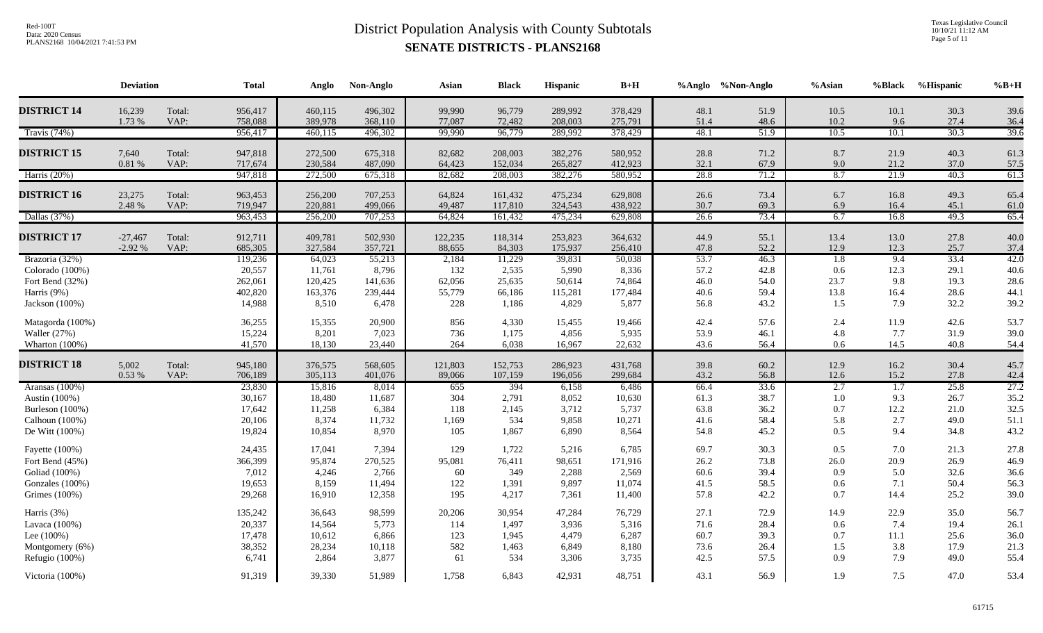# District Population Analysis with County Subtotals
## SENATE DISTRICTS - PLANS2168

| | Deviation | | Total | Anglo | Non-Anglo | Asian | Black | Hispanic | B+H | %Anglo | %Non-Anglo | %Asian | %Black | %Hispanic | %B+H |
|---|---|---|---|---|---|---|---|---|---|---|---|---|---|---|---|
| **DISTRICT 14** | 16,239 | Total: | 956,417 | 460,115 | 496,302 | 99,990 | 96,779 | 289,992 | 378,429 | 48.1 | 51.9 | 10.5 | 10.1 | 30.3 | 39.6 |
| | 1.73 % | VAP: | 758,088 | 389,978 | 368,110 | 77,087 | 72,482 | 208,003 | 275,791 | 51.4 | 48.6 | 10.2 | 9.6 | 27.4 | 36.4 |
| Travis (74%) | | | 956,417 | 460,115 | 496,302 | 99,990 | 96,779 | 289,992 | 378,429 | 48.1 | 51.9 | 10.5 | 10.1 | 30.3 | 39.6 |
| **DISTRICT 15** | 7,640 | Total: | 947,818 | 272,500 | 675,318 | 82,682 | 208,003 | 382,276 | 580,952 | 28.8 | 71.2 | 8.7 | 21.9 | 40.3 | 61.3 |
| | 0.81 % | VAP: | 717,674 | 230,584 | 487,090 | 64,423 | 152,034 | 265,827 | 412,923 | 32.1 | 67.9 | 9.0 | 21.2 | 37.0 | 57.5 |
| Harris (20%) | | | 947,818 | 272,500 | 675,318 | 82,682 | 208,003 | 382,276 | 580,952 | 28.8 | 71.2 | 8.7 | 21.9 | 40.3 | 61.3 |
| **DISTRICT 16** | 23,275 | Total: | 963,453 | 256,200 | 707,253 | 64,824 | 161,432 | 475,234 | 629,808 | 26.6 | 73.4 | 6.7 | 16.8 | 49.3 | 65.4 |
| | 2.48 % | VAP: | 719,947 | 220,881 | 499,066 | 49,487 | 117,810 | 324,543 | 438,922 | 30.7 | 69.3 | 6.9 | 16.4 | 45.1 | 61.0 |
| Dallas (37%) | | | 963,453 | 256,200 | 707,253 | 64,824 | 161,432 | 475,234 | 629,808 | 26.6 | 73.4 | 6.7 | 16.8 | 49.3 | 65.4 |
| **DISTRICT 17** | -27,467 | Total: | 912,711 | 409,781 | 502,930 | 122,235 | 118,314 | 253,823 | 364,632 | 44.9 | 55.1 | 13.4 | 13.0 | 27.8 | 40.0 |
| | -2.92 % | VAP: | 685,305 | 327,584 | 357,721 | 88,655 | 84,303 | 175,937 | 256,410 | 47.8 | 52.2 | 12.9 | 12.3 | 25.7 | 37.4 |
| Brazoria (32%) | | | 119,236 | 64,023 | 55,213 | 2,184 | 11,229 | 39,831 | 50,038 | 53.7 | 46.3 | 1.8 | 9.4 | 33.4 | 42.0 |
| Colorado (100%) | | | 20,557 | 11,761 | 8,796 | 132 | 2,535 | 5,990 | 8,336 | 57.2 | 42.8 | 0.6 | 12.3 | 29.1 | 40.6 |
| Fort Bend (32%) | | | 262,061 | 120,425 | 141,636 | 62,056 | 25,635 | 50,614 | 74,864 | 46.0 | 54.0 | 23.7 | 9.8 | 19.3 | 28.6 |
| Harris (9%) | | | 402,820 | 163,376 | 239,444 | 55,779 | 66,186 | 115,281 | 177,484 | 40.6 | 59.4 | 13.8 | 16.4 | 28.6 | 44.1 |
| Jackson (100%) | | | 14,988 | 8,510 | 6,478 | 228 | 1,186 | 4,829 | 5,877 | 56.8 | 43.2 | 1.5 | 7.9 | 32.2 | 39.2 |
| Matagorda (100%) | | | 36,255 | 15,355 | 20,900 | 856 | 4,330 | 15,455 | 19,466 | 42.4 | 57.6 | 2.4 | 11.9 | 42.6 | 53.7 |
| Waller (27%) | | | 15,224 | 8,201 | 7,023 | 736 | 1,175 | 4,856 | 5,935 | 53.9 | 46.1 | 4.8 | 7.7 | 31.9 | 39.0 |
| Wharton (100%) | | | 41,570 | 18,130 | 23,440 | 264 | 6,038 | 16,967 | 22,632 | 43.6 | 56.4 | 0.6 | 14.5 | 40.8 | 54.4 |
| **DISTRICT 18** | 5,002 | Total: | 945,180 | 376,575 | 568,605 | 121,803 | 152,753 | 286,923 | 431,768 | 39.8 | 60.2 | 12.9 | 16.2 | 30.4 | 45.7 |
| | 0.53 % | VAP: | 706,189 | 305,113 | 401,076 | 89,066 | 107,159 | 196,056 | 299,684 | 43.2 | 56.8 | 12.6 | 15.2 | 27.8 | 42.4 |
| Aransas (100%) | | | 23,830 | 15,816 | 8,014 | 655 | 394 | 6,158 | 6,486 | 66.4 | 33.6 | 2.7 | 1.7 | 25.8 | 27.2 |
| Austin (100%) | | | 30,167 | 18,480 | 11,687 | 304 | 2,791 | 8,052 | 10,630 | 61.3 | 38.7 | 1.0 | 9.3 | 26.7 | 35.2 |
| Burleson (100%) | | | 17,642 | 11,258 | 6,384 | 118 | 2,145 | 3,712 | 5,737 | 63.8 | 36.2 | 0.7 | 12.2 | 21.0 | 32.5 |
| Calhoun (100%) | | | 20,106 | 8,374 | 11,732 | 1,169 | 534 | 9,858 | 10,271 | 41.6 | 58.4 | 5.8 | 2.7 | 49.0 | 51.1 |
| De Witt (100%) | | | 19,824 | 10,854 | 8,970 | 105 | 1,867 | 6,890 | 8,564 | 54.8 | 45.2 | 0.5 | 9.4 | 34.8 | 43.2 |
| Fayette (100%) | | | 24,435 | 17,041 | 7,394 | 129 | 1,722 | 5,216 | 6,785 | 69.7 | 30.3 | 0.5 | 7.0 | 21.3 | 27.8 |
| Fort Bend (45%) | | | 366,399 | 95,874 | 270,525 | 95,081 | 76,411 | 98,651 | 171,916 | 26.2 | 73.8 | 26.0 | 20.9 | 26.9 | 46.9 |
| Goliad (100%) | | | 7,012 | 4,246 | 2,766 | 60 | 349 | 2,288 | 2,569 | 60.6 | 39.4 | 0.9 | 5.0 | 32.6 | 36.6 |
| Gonzales (100%) | | | 19,653 | 8,159 | 11,494 | 122 | 1,391 | 9,897 | 11,074 | 41.5 | 58.5 | 0.6 | 7.1 | 50.4 | 56.3 |
| Grimes (100%) | | | 29,268 | 16,910 | 12,358 | 195 | 4,217 | 7,361 | 11,400 | 57.8 | 42.2 | 0.7 | 14.4 | 25.2 | 39.0 |
| Harris (3%) | | | 135,242 | 36,643 | 98,599 | 20,206 | 30,954 | 47,284 | 76,729 | 27.1 | 72.9 | 14.9 | 22.9 | 35.0 | 56.7 |
| Lavaca (100%) | | | 20,337 | 14,564 | 5,773 | 114 | 1,497 | 3,936 | 5,316 | 71.6 | 28.4 | 0.6 | 7.4 | 19.4 | 26.1 |
| Lee (100%) | | | 17,478 | 10,612 | 6,866 | 123 | 1,945 | 4,479 | 6,287 | 60.7 | 39.3 | 0.7 | 11.1 | 25.6 | 36.0 |
| Montgomery (6%) | | | 38,352 | 28,234 | 10,118 | 582 | 1,463 | 6,849 | 8,180 | 73.6 | 26.4 | 1.5 | 3.8 | 17.9 | 21.3 |
| Refugio (100%) | | | 6,741 | 2,864 | 3,877 | 61 | 534 | 3,306 | 3,735 | 42.5 | 57.5 | 0.9 | 7.9 | 49.0 | 55.4 |
| Victoria (100%) | | | 91,319 | 39,330 | 51,989 | 1,758 | 6,843 | 42,931 | 48,751 | 43.1 | 56.9 | 1.9 | 7.5 | 47.0 | 53.4 |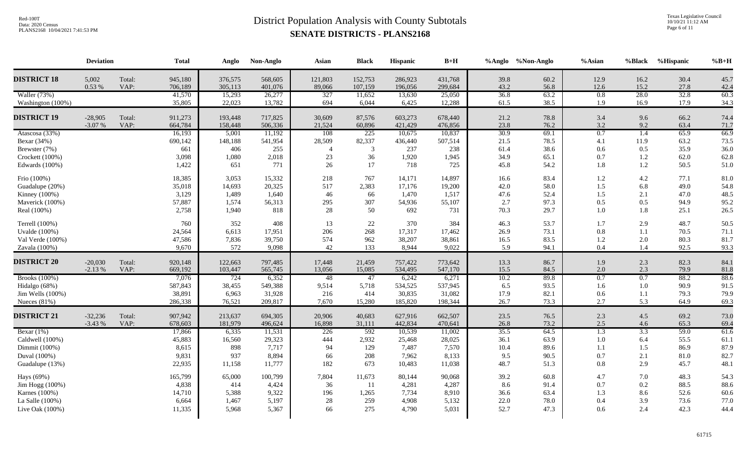# District Population Analysis with County Subtotals

## SENATE DISTRICTS - PLANS2168

Red-100T
Data: 2020 Census
PLANS2168 10/04/2021 7:41:53 PM

Texas Legislative Council
10/10/21 11:12 AM

| | Deviation | | Total | Anglo | Non-Anglo | Asian | Black | Hispanic | B+H | %Anglo | %Non-Anglo | %Asian | %Black | %Hispanic | %B+H |
|---|---|---|---|---|---|---|---|---|---|---|---|---|---|---|---|
| **DISTRICT 18** | 5,002 | Total: | 945,180 | 376,575 | 568,605 | 121,803 | 152,753 | 286,923 | 431,768 | 39.8 | 60.2 | 12.9 | 16.2 | 30.4 | 45.7 |
| | 0.53 % | VAP: | 706,189 | 305,113 | 401,076 | 89,066 | 107,159 | 196,056 | 299,684 | 43.2 | 56.8 | 12.6 | 15.2 | 27.8 | 42.4 |
| Waller (73%) | | | 41,570 | 15,293 | 26,277 | 327 | 11,652 | 13,630 | 25,050 | 36.8 | 63.2 | 0.8 | 28.0 | 32.8 | 60.3 |
| Washington (100%) | | | 35,805 | 22,023 | 13,782 | 694 | 6,044 | 6,425 | 12,288 | 61.5 | 38.5 | 1.9 | 16.9 | 17.9 | 34.3 |
| **DISTRICT 19** | -28,905 | Total: | 911,273 | 193,448 | 717,825 | 30,609 | 87,576 | 603,273 | 678,440 | 21.2 | 78.8 | 3.4 | 9.6 | 66.2 | 74.4 |
| | -3.07 % | VAP: | 664,784 | 158,448 | 506,336 | 21,524 | 60,896 | 421,429 | 476,856 | 23.8 | 76.2 | 3.2 | 9.2 | 63.4 | 71.7 |
| Atascosa (33%) | | | 16,193 | 5,001 | 11,192 | 108 | 225 | 10,675 | 10,837 | 30.9 | 69.1 | 0.7 | 1.4 | 65.9 | 66.9 |
| Bexar (34%) | | | 690,142 | 148,188 | 541,954 | 28,509 | 82,337 | 436,440 | 507,514 | 21.5 | 78.5 | 4.1 | 11.9 | 63.2 | 73.5 |
| Brewster (7%) | | | 661 | 406 | 255 | 4 | 3 | 237 | 238 | 61.4 | 38.6 | 0.6 | 0.5 | 35.9 | 36.0 |
| Crockett (100%) | | | 3,098 | 1,080 | 2,018 | 23 | 36 | 1,920 | 1,945 | 34.9 | 65.1 | 0.7 | 1.2 | 62.0 | 62.8 |
| Edwards (100%) | | | 1,422 | 651 | 771 | 26 | 17 | 718 | 725 | 45.8 | 54.2 | 1.8 | 1.2 | 50.5 | 51.0 |
| Frio (100%) | | | 18,385 | 3,053 | 15,332 | 218 | 767 | 14,171 | 14,897 | 16.6 | 83.4 | 1.2 | 4.2 | 77.1 | 81.0 |
| Guadalupe (20%) | | | 35,018 | 14,693 | 20,325 | 517 | 2,383 | 17,176 | 19,200 | 42.0 | 58.0 | 1.5 | 6.8 | 49.0 | 54.8 |
| Kinney (100%) | | | 3,129 | 1,489 | 1,640 | 46 | 66 | 1,470 | 1,517 | 47.6 | 52.4 | 1.5 | 2.1 | 47.0 | 48.5 |
| Maverick (100%) | | | 57,887 | 1,574 | 56,313 | 295 | 307 | 54,936 | 55,107 | 2.7 | 97.3 | 0.5 | 0.5 | 94.9 | 95.2 |
| Real (100%) | | | 2,758 | 1,940 | 818 | 28 | 50 | 692 | 731 | 70.3 | 29.7 | 1.0 | 1.8 | 25.1 | 26.5 |
| Terrell (100%) | | | 760 | 352 | 408 | 13 | 22 | 370 | 384 | 46.3 | 53.7 | 1.7 | 2.9 | 48.7 | 50.5 |
| Uvalde (100%) | | | 24,564 | 6,613 | 17,951 | 206 | 268 | 17,317 | 17,462 | 26.9 | 73.1 | 0.8 | 1.1 | 70.5 | 71.1 |
| Val Verde (100%) | | | 47,586 | 7,836 | 39,750 | 574 | 962 | 38,207 | 38,861 | 16.5 | 83.5 | 1.2 | 2.0 | 80.3 | 81.7 |
| Zavala (100%) | | | 9,670 | 572 | 9,098 | 42 | 133 | 8,944 | 9,022 | 5.9 | 94.1 | 0.4 | 1.4 | 92.5 | 93.3 |
| **DISTRICT 20** | -20,030 | Total: | 920,148 | 122,663 | 797,485 | 17,448 | 21,459 | 757,422 | 773,642 | 13.3 | 86.7 | 1.9 | 2.3 | 82.3 | 84.1 |
| | -2.13 % | VAP: | 669,192 | 103,447 | 565,745 | 13,056 | 15,085 | 534,495 | 547,170 | 15.5 | 84.5 | 2.0 | 2.3 | 79.9 | 81.8 |
| Brooks (100%) | | | 7,076 | 724 | 6,352 | 48 | 47 | 6,242 | 6,271 | 10.2 | 89.8 | 0.7 | 0.7 | 88.2 | 88.6 |
| Hidalgo (68%) | | | 587,843 | 38,455 | 549,388 | 9,514 | 5,718 | 534,525 | 537,945 | 6.5 | 93.5 | 1.6 | 1.0 | 90.9 | 91.5 |
| Jim Wells (100%) | | | 38,891 | 6,963 | 31,928 | 216 | 414 | 30,835 | 31,082 | 17.9 | 82.1 | 0.6 | 1.1 | 79.3 | 79.9 |
| Nueces (81%) | | | 286,338 | 76,521 | 209,817 | 7,670 | 15,280 | 185,820 | 198,344 | 26.7 | 73.3 | 2.7 | 5.3 | 64.9 | 69.3 |
| **DISTRICT 21** | -32,236 | Total: | 907,942 | 213,637 | 694,305 | 20,906 | 40,683 | 627,916 | 662,507 | 23.5 | 76.5 | 2.3 | 4.5 | 69.2 | 73.0 |
| | -3.43 % | VAP: | 678,603 | 181,979 | 496,624 | 16,898 | 31,111 | 442,834 | 470,641 | 26.8 | 73.2 | 2.5 | 4.6 | 65.3 | 69.4 |
| Bexar (1%) | | | 17,866 | 6,335 | 11,531 | 226 | 592 | 10,539 | 11,002 | 35.5 | 64.5 | 1.3 | 3.3 | 59.0 | 61.6 |
| Caldwell (100%) | | | 45,883 | 16,560 | 29,323 | 444 | 2,932 | 25,468 | 28,025 | 36.1 | 63.9 | 1.0 | 6.4 | 55.5 | 61.1 |
| Dimmit (100%) | | | 8,615 | 898 | 7,717 | 94 | 129 | 7,487 | 7,570 | 10.4 | 89.6 | 1.1 | 1.5 | 86.9 | 87.9 |
| Duval (100%) | | | 9,831 | 937 | 8,894 | 66 | 208 | 7,962 | 8,133 | 9.5 | 90.5 | 0.7 | 2.1 | 81.0 | 82.7 |
| Guadalupe (13%) | | | 22,935 | 11,158 | 11,777 | 182 | 673 | 10,483 | 11,038 | 48.7 | 51.3 | 0.8 | 2.9 | 45.7 | 48.1 |
| Hays (69%) | | | 165,799 | 65,000 | 100,799 | 7,804 | 11,673 | 80,144 | 90,068 | 39.2 | 60.8 | 4.7 | 7.0 | 48.3 | 54.3 |
| Jim Hogg (100%) | | | 4,838 | 414 | 4,424 | 36 | 11 | 4,281 | 4,287 | 8.6 | 91.4 | 0.7 | 0.2 | 88.5 | 88.6 |
| Karnes (100%) | | | 14,710 | 5,388 | 9,322 | 196 | 1,265 | 7,734 | 8,910 | 36.6 | 63.4 | 1.3 | 8.6 | 52.6 | 60.6 |
| La Salle (100%) | | | 6,664 | 1,467 | 5,197 | 28 | 259 | 4,908 | 5,132 | 22.0 | 78.0 | 0.4 | 3.9 | 73.6 | 77.0 |
| Live Oak (100%) | | | 11,335 | 5,968 | 5,367 | 66 | 275 | 4,790 | 5,031 | 52.7 | 47.3 | 0.6 | 2.4 | 42.3 | 44.4 |

61715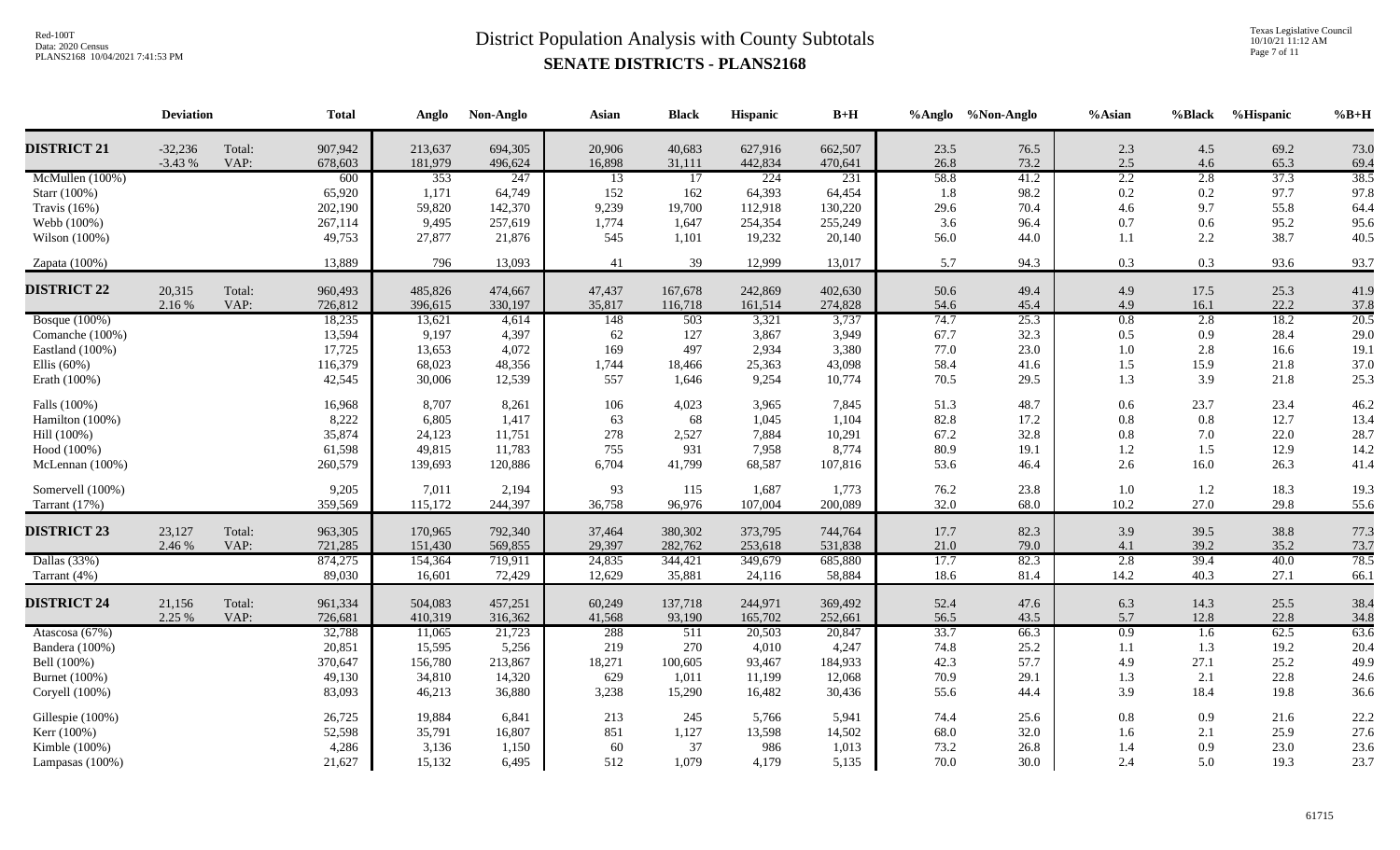# District Population Analysis with County Subtotals

## SENATE DISTRICTS - PLANS2168

Red-100T
Data: 2020 Census
PLANS2168 10/04/2021 7:41:53 PM

Texas Legislative Council
10/10/21 11:12 AM

| | Deviation | | Total | Anglo | Non-Anglo | Asian | Black | Hispanic | B+H | %Anglo | %Non-Anglo | %Asian | %Black | %Hispanic | %B+H |
|---|---|---|---|---|---|---|---|---|---|---|---|---|---|---|---|
| **DISTRICT 21** | -32,236 | Total: | 907,942 | 213,637 | 694,305 | 20,906 | 40,683 | 627,916 | 662,507 | 23.5 | 76.5 | 2.3 | 4.5 | 69.2 | 73.0 |
| | -3.43 % | VAP: | 678,603 | 181,979 | 496,624 | 16,898 | 31,111 | 442,834 | 470,641 | 26.8 | 73.2 | 2.5 | 4.6 | 65.3 | 69.4 |
| McMullen (100%) | | | 600 | 353 | 247 | 13 | 17 | 224 | 231 | 58.8 | 41.2 | 2.2 | 2.8 | 37.3 | 38.5 |
| Starr (100%) | | | 65,920 | 1,171 | 64,749 | 152 | 162 | 64,393 | 64,454 | 1.8 | 98.2 | 0.2 | 0.2 | 97.7 | 97.8 |
| Travis (16%) | | | 202,190 | 59,820 | 142,370 | 9,239 | 19,700 | 112,918 | 130,220 | 29.6 | 70.4 | 4.6 | 9.7 | 55.8 | 64.4 |
| Webb (100%) | | | 267,114 | 9,495 | 257,619 | 1,774 | 1,647 | 254,354 | 255,249 | 3.6 | 96.4 | 0.7 | 0.6 | 95.2 | 95.6 |
| Wilson (100%) | | | 49,753 | 27,877 | 21,876 | 545 | 1,101 | 19,232 | 20,140 | 56.0 | 44.0 | 1.1 | 2.2 | 38.7 | 40.5 |
| Zapata (100%) | | | 13,889 | 796 | 13,093 | 41 | 39 | 12,999 | 13,017 | 5.7 | 94.3 | 0.3 | 0.3 | 93.6 | 93.7 |
| **DISTRICT 22** | 20,315 | Total: | 960,493 | 485,826 | 474,667 | 47,437 | 167,678 | 242,869 | 402,630 | 50.6 | 49.4 | 4.9 | 17.5 | 25.3 | 41.9 |
| | 2.16 % | VAP: | 726,812 | 396,615 | 330,197 | 35,817 | 116,718 | 161,514 | 274,828 | 54.6 | 45.4 | 4.9 | 16.1 | 22.2 | 37.8 |
| Bosque (100%) | | | 18,235 | 13,621 | 4,614 | 148 | 503 | 3,321 | 3,737 | 74.7 | 25.3 | 0.8 | 2.8 | 18.2 | 20.5 |
| Comanche (100%) | | | 13,594 | 9,197 | 4,397 | 62 | 127 | 3,867 | 3,949 | 67.7 | 32.3 | 0.5 | 0.9 | 28.4 | 29.0 |
| Eastland (100%) | | | 17,725 | 13,653 | 4,072 | 169 | 497 | 2,934 | 3,380 | 77.0 | 23.0 | 1.0 | 2.8 | 16.6 | 19.1 |
| Ellis (60%) | | | 116,379 | 68,023 | 48,356 | 1,744 | 18,466 | 25,363 | 43,098 | 58.4 | 41.6 | 1.5 | 15.9 | 21.8 | 37.0 |
| Erath (100%) | | | 42,545 | 30,006 | 12,539 | 557 | 1,646 | 9,254 | 10,774 | 70.5 | 29.5 | 1.3 | 3.9 | 21.8 | 25.3 |
| Falls (100%) | | | 16,968 | 8,707 | 8,261 | 106 | 4,023 | 3,965 | 7,845 | 51.3 | 48.7 | 0.6 | 23.7 | 23.4 | 46.2 |
| Hamilton (100%) | | | 8,222 | 6,805 | 1,417 | 63 | 68 | 1,045 | 1,104 | 82.8 | 17.2 | 0.8 | 0.8 | 12.7 | 13.4 |
| Hill (100%) | | | 35,874 | 24,123 | 11,751 | 278 | 2,527 | 7,884 | 10,291 | 67.2 | 32.8 | 0.8 | 7.0 | 22.0 | 28.7 |
| Hood (100%) | | | 61,598 | 49,815 | 11,783 | 755 | 931 | 7,958 | 8,774 | 80.9 | 19.1 | 1.2 | 1.5 | 12.9 | 14.2 |
| McLennan (100%) | | | 260,579 | 139,693 | 120,886 | 6,704 | 41,799 | 68,587 | 107,816 | 53.6 | 46.4 | 2.6 | 16.0 | 26.3 | 41.4 |
| Somervell (100%) | | | 9,205 | 7,011 | 2,194 | 93 | 115 | 1,687 | 1,773 | 76.2 | 23.8 | 1.0 | 1.2 | 18.3 | 19.3 |
| Tarrant (17%) | | | 359,569 | 115,172 | 244,397 | 36,758 | 96,976 | 107,004 | 200,089 | 32.0 | 68.0 | 10.2 | 27.0 | 29.8 | 55.6 |
| **DISTRICT 23** | 23,127 | Total: | 963,305 | 170,965 | 792,340 | 37,464 | 380,302 | 373,795 | 744,764 | 17.7 | 82.3 | 3.9 | 39.5 | 38.8 | 77.3 |
| | 2.46 % | VAP: | 721,285 | 151,430 | 569,855 | 29,397 | 282,762 | 253,618 | 531,838 | 21.0 | 79.0 | 4.1 | 39.2 | 35.2 | 73.7 |
| Dallas (33%) | | | 874,275 | 154,364 | 719,911 | 24,835 | 344,421 | 349,679 | 685,880 | 17.7 | 82.3 | 2.8 | 39.4 | 40.0 | 78.5 |
| Tarrant (4%) | | | 89,030 | 16,601 | 72,429 | 12,629 | 35,881 | 24,116 | 58,884 | 18.6 | 81.4 | 14.2 | 40.3 | 27.1 | 66.1 |
| **DISTRICT 24** | 21,156 | Total: | 961,334 | 504,083 | 457,251 | 60,249 | 137,718 | 244,971 | 369,492 | 52.4 | 47.6 | 6.3 | 14.3 | 25.5 | 38.4 |
| | 2.25 % | VAP: | 726,681 | 410,319 | 316,362 | 41,568 | 93,190 | 165,702 | 252,661 | 56.5 | 43.5 | 5.7 | 12.8 | 22.8 | 34.8 |
| Atascosa (67%) | | | 32,788 | 11,065 | 21,723 | 288 | 511 | 20,503 | 20,847 | 33.7 | 66.3 | 0.9 | 1.6 | 62.5 | 63.6 |
| Bandera (100%) | | | 20,851 | 15,595 | 5,256 | 219 | 270 | 4,010 | 4,247 | 74.8 | 25.2 | 1.1 | 1.3 | 19.2 | 20.4 |
| Bell (100%) | | | 370,647 | 156,780 | 213,867 | 18,271 | 100,605 | 93,467 | 184,933 | 42.3 | 57.7 | 4.9 | 27.1 | 25.2 | 49.9 |
| Burnet (100%) | | | 49,130 | 34,810 | 14,320 | 629 | 1,011 | 11,199 | 12,068 | 70.9 | 29.1 | 1.3 | 2.1 | 22.8 | 24.6 |
| Coryell (100%) | | | 83,093 | 46,213 | 36,880 | 3,238 | 15,290 | 16,482 | 30,436 | 55.6 | 44.4 | 3.9 | 18.4 | 19.8 | 36.6 |
| Gillespie (100%) | | | 26,725 | 19,884 | 6,841 | 213 | 245 | 5,766 | 5,941 | 74.4 | 25.6 | 0.8 | 0.9 | 21.6 | 22.2 |
| Kerr (100%) | | | 52,598 | 35,791 | 16,807 | 851 | 1,127 | 13,598 | 14,502 | 68.0 | 32.0 | 1.6 | 2.1 | 25.9 | 27.6 |
| Kimble (100%) | | | 4,286 | 3,136 | 1,150 | 60 | 37 | 986 | 1,013 | 73.2 | 26.8 | 1.4 | 0.9 | 23.0 | 23.6 |
| Lampasas (100%) | | | 21,627 | 15,132 | 6,495 | 512 | 1,079 | 4,179 | 5,135 | 70.0 | 30.0 | 2.4 | 5.0 | 19.3 | 23.7 |

61715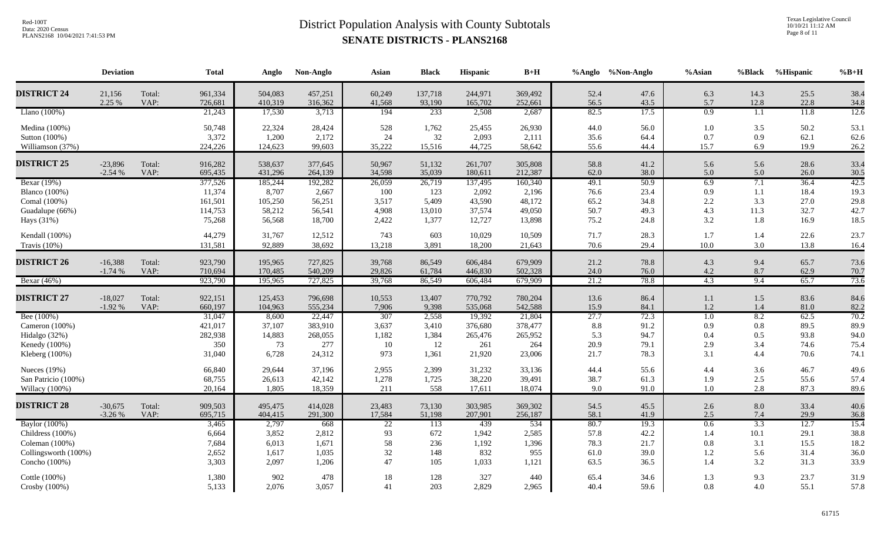# District Population Analysis with County Subtotals
## SENATE DISTRICTS - PLANS2168

| | Deviation | | Total | Anglo | Non-Anglo | Asian | Black | Hispanic | B+H | %Anglo | %Non-Anglo | %Asian | %Black | %Hispanic | %B+H |
|---|---|---|---|---|---|---|---|---|---|---|---|---|---|---|---|
| **DISTRICT 24** | 21,156 | Total: | 961,334 | 504,083 | 457,251 | 60,249 | 137,718 | 244,971 | 369,492 | 52.4 | 47.6 | 6.3 | 14.3 | 25.5 | 38.4 |
| | 2.25 % | VAP: | 726,681 | 410,319 | 316,362 | 41,568 | 93,190 | 165,702 | 252,661 | 56.5 | 43.5 | 5.7 | 12.8 | 22.8 | 34.8 |
| Llano (100%) | | | 21,243 | 17,530 | 3,713 | 194 | 233 | 2,508 | 2,687 | 82.5 | 17.5 | 0.9 | 1.1 | 11.8 | 12.6 |
| Medina (100%) | | | 50,748 | 22,324 | 28,424 | 528 | 1,762 | 25,455 | 26,930 | 44.0 | 56.0 | 1.0 | 3.5 | 50.2 | 53.1 |
| Sutton (100%) | | | 3,372 | 1,200 | 2,172 | 24 | 32 | 2,093 | 2,111 | 35.6 | 64.4 | 0.7 | 0.9 | 62.1 | 62.6 |
| Williamson (37%) | | | 224,226 | 124,623 | 99,603 | 35,222 | 15,516 | 44,725 | 58,642 | 55.6 | 44.4 | 15.7 | 6.9 | 19.9 | 26.2 |
| **DISTRICT 25** | -23,896 | Total: | 916,282 | 538,637 | 377,645 | 50,967 | 51,132 | 261,707 | 305,808 | 58.8 | 41.2 | 5.6 | 5.6 | 28.6 | 33.4 |
| | -2.54 % | VAP: | 695,435 | 431,296 | 264,139 | 34,598 | 35,039 | 180,611 | 212,387 | 62.0 | 38.0 | 5.0 | 5.0 | 26.0 | 30.5 |
| Bexar (19%) | | | 377,526 | 185,244 | 192,282 | 26,059 | 26,719 | 137,495 | 160,340 | 49.1 | 50.9 | 6.9 | 7.1 | 36.4 | 42.5 |
| Blanco (100%) | | | 11,374 | 8,707 | 2,667 | 100 | 123 | 2,092 | 2,196 | 76.6 | 23.4 | 0.9 | 1.1 | 18.4 | 19.3 |
| Comal (100%) | | | 161,501 | 105,250 | 56,251 | 3,517 | 5,409 | 43,590 | 48,172 | 65.2 | 34.8 | 2.2 | 3.3 | 27.0 | 29.8 |
| Guadalupe (66%) | | | 114,753 | 58,212 | 56,541 | 4,908 | 13,010 | 37,574 | 49,050 | 50.7 | 49.3 | 4.3 | 11.3 | 32.7 | 42.7 |
| Hays (31%) | | | 75,268 | 56,568 | 18,700 | 2,422 | 1,377 | 12,727 | 13,898 | 75.2 | 24.8 | 3.2 | 1.8 | 16.9 | 18.5 |
| Kendall (100%) | | | 44,279 | 31,767 | 12,512 | 743 | 603 | 10,029 | 10,509 | 71.7 | 28.3 | 1.7 | 1.4 | 22.6 | 23.7 |
| Travis (10%) | | | 131,581 | 92,889 | 38,692 | 13,218 | 3,891 | 18,200 | 21,643 | 70.6 | 29.4 | 10.0 | 3.0 | 13.8 | 16.4 |
| **DISTRICT 26** | -16,388 | Total: | 923,790 | 195,965 | 727,825 | 39,768 | 86,549 | 606,484 | 679,909 | 21.2 | 78.8 | 4.3 | 9.4 | 65.7 | 73.6 |
| | -1.74 % | VAP: | 710,694 | 170,485 | 540,209 | 29,826 | 61,784 | 446,830 | 502,328 | 24.0 | 76.0 | 4.2 | 8.7 | 62.9 | 70.7 |
| Bexar (46%) | | | 923,790 | 195,965 | 727,825 | 39,768 | 86,549 | 606,484 | 679,909 | 21.2 | 78.8 | 4.3 | 9.4 | 65.7 | 73.6 |
| **DISTRICT 27** | -18,027 | Total: | 922,151 | 125,453 | 796,698 | 10,553 | 13,407 | 770,792 | 780,204 | 13.6 | 86.4 | 1.1 | 1.5 | 83.6 | 84.6 |
| | -1.92 % | VAP: | 660,197 | 104,963 | 555,234 | 7,906 | 9,398 | 535,068 | 542,588 | 15.9 | 84.1 | 1.2 | 1.4 | 81.0 | 82.2 |
| Bee (100%) | | | 31,047 | 8,600 | 22,447 | 307 | 2,558 | 19,392 | 21,804 | 27.7 | 72.3 | 1.0 | 8.2 | 62.5 | 70.2 |
| Cameron (100%) | | | 421,017 | 37,107 | 383,910 | 3,637 | 3,410 | 376,680 | 378,477 | 8.8 | 91.2 | 0.9 | 0.8 | 89.5 | 89.9 |
| Hidalgo (32%) | | | 282,938 | 14,883 | 268,055 | 1,182 | 1,384 | 265,476 | 265,952 | 5.3 | 94.7 | 0.4 | 0.5 | 93.8 | 94.0 |
| Kenedy (100%) | | | 350 | 73 | 277 | 10 | 12 | 261 | 264 | 20.9 | 79.1 | 2.9 | 3.4 | 74.6 | 75.4 |
| Kleberg (100%) | | | 31,040 | 6,728 | 24,312 | 973 | 1,361 | 21,920 | 23,006 | 21.7 | 78.3 | 3.1 | 4.4 | 70.6 | 74.1 |
| Nueces (19%) | | | 66,840 | 29,644 | 37,196 | 2,955 | 2,399 | 31,232 | 33,136 | 44.4 | 55.6 | 4.4 | 3.6 | 46.7 | 49.6 |
| San Patricio (100%) | | | 68,755 | 26,613 | 42,142 | 1,278 | 1,725 | 38,220 | 39,491 | 38.7 | 61.3 | 1.9 | 2.5 | 55.6 | 57.4 |
| Willacy (100%) | | | 20,164 | 1,805 | 18,359 | 211 | 558 | 17,611 | 18,074 | 9.0 | 91.0 | 1.0 | 2.8 | 87.3 | 89.6 |
| **DISTRICT 28** | -30,675 | Total: | 909,503 | 495,475 | 414,028 | 23,483 | 73,130 | 303,985 | 369,302 | 54.5 | 45.5 | 2.6 | 8.0 | 33.4 | 40.6 |
| | -3.26 % | VAP: | 695,715 | 404,415 | 291,300 | 17,584 | 51,198 | 207,901 | 256,187 | 58.1 | 41.9 | 2.5 | 7.4 | 29.9 | 36.8 |
| Baylor (100%) | | | 3,465 | 2,797 | 668 | 22 | 113 | 439 | 534 | 80.7 | 19.3 | 0.6 | 3.3 | 12.7 | 15.4 |
| Childress (100%) | | | 6,664 | 3,852 | 2,812 | 93 | 672 | 1,942 | 2,585 | 57.8 | 42.2 | 1.4 | 10.1 | 29.1 | 38.8 |
| Coleman (100%) | | | 7,684 | 6,013 | 1,671 | 58 | 236 | 1,192 | 1,396 | 78.3 | 21.7 | 0.8 | 3.1 | 15.5 | 18.2 |
| Collingsworth (100%) | | | 2,652 | 1,617 | 1,035 | 32 | 148 | 832 | 955 | 61.0 | 39.0 | 1.2 | 5.6 | 31.4 | 36.0 |
| Concho (100%) | | | 3,303 | 2,097 | 1,206 | 47 | 105 | 1,033 | 1,121 | 63.5 | 36.5 | 1.4 | 3.2 | 31.3 | 33.9 |
| Cottle (100%) | | | 1,380 | 902 | 478 | 18 | 128 | 327 | 440 | 65.4 | 34.6 | 1.3 | 9.3 | 23.7 | 31.9 |
| Crosby (100%) | | | 5,133 | 2,076 | 3,057 | 41 | 203 | 2,829 | 2,965 | 40.4 | 59.6 | 0.8 | 4.0 | 55.1 | 57.8 |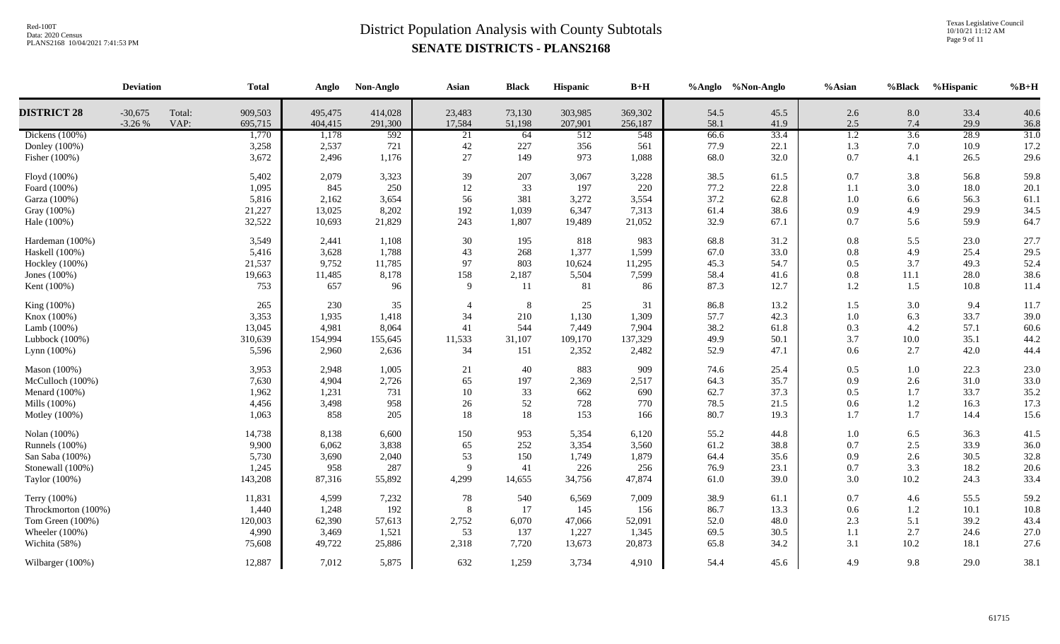# District Population Analysis with County Subtotals

## SENATE DISTRICTS - PLANS2168

| | Deviation | | Total | Anglo | Non-Anglo | Asian | Black | Hispanic | B+H | %Anglo | %Non-Anglo | %Asian | %Black | %Hispanic | %B+H |
|---|---|---|---|---|---|---|---|---|---|---|---|---|---|---|---|
| **DISTRICT 28** | -30,675 | Total: | 909,503 | 495,475 | 414,028 | 23,483 | 73,130 | 303,985 | 369,302 | 54.5 | 45.5 | 2.6 | 8.0 | 33.4 | 40.6 |
| | -3.26 % | VAP: | 695,715 | 404,415 | 291,300 | 17,584 | 51,198 | 207,901 | 256,187 | 58.1 | 41.9 | 2.5 | 7.4 | 29.9 | 36.8 |
| Dickens (100%) | | | 1,770 | 1,178 | 592 | 21 | 64 | 512 | 548 | 66.6 | 33.4 | 1.2 | 3.6 | 28.9 | 31.0 |
| Donley (100%) | | | 3,258 | 2,537 | 721 | 42 | 227 | 356 | 561 | 77.9 | 22.1 | 1.3 | 7.0 | 10.9 | 17.2 |
| Fisher (100%) | | | 3,672 | 2,496 | 1,176 | 27 | 149 | 973 | 1,088 | 68.0 | 32.0 | 0.7 | 4.1 | 26.5 | 29.6 |
| Floyd (100%) | | | 5,402 | 2,079 | 3,323 | 39 | 207 | 3,067 | 3,228 | 38.5 | 61.5 | 0.7 | 3.8 | 56.8 | 59.8 |
| Foard (100%) | | | 1,095 | 845 | 250 | 12 | 33 | 197 | 220 | 77.2 | 22.8 | 1.1 | 3.0 | 18.0 | 20.1 |
| Garza (100%) | | | 5,816 | 2,162 | 3,654 | 56 | 381 | 3,272 | 3,554 | 37.2 | 62.8 | 1.0 | 6.6 | 56.3 | 61.1 |
| Gray (100%) | | | 21,227 | 13,025 | 8,202 | 192 | 1,039 | 6,347 | 7,313 | 61.4 | 38.6 | 0.9 | 4.9 | 29.9 | 34.5 |
| Hale (100%) | | | 32,522 | 10,693 | 21,829 | 243 | 1,807 | 19,489 | 21,052 | 32.9 | 67.1 | 0.7 | 5.6 | 59.9 | 64.7 |
| Hardeman (100%) | | | 3,549 | 2,441 | 1,108 | 30 | 195 | 818 | 983 | 68.8 | 31.2 | 0.8 | 5.5 | 23.0 | 27.7 |
| Haskell (100%) | | | 5,416 | 3,628 | 1,788 | 43 | 268 | 1,377 | 1,599 | 67.0 | 33.0 | 0.8 | 4.9 | 25.4 | 29.5 |
| Hockley (100%) | | | 21,537 | 9,752 | 11,785 | 97 | 803 | 10,624 | 11,295 | 45.3 | 54.7 | 0.5 | 3.7 | 49.3 | 52.4 |
| Jones (100%) | | | 19,663 | 11,485 | 8,178 | 158 | 2,187 | 5,504 | 7,599 | 58.4 | 41.6 | 0.8 | 11.1 | 28.0 | 38.6 |
| Kent (100%) | | | 753 | 657 | 96 | 9 | 11 | 81 | 86 | 87.3 | 12.7 | 1.2 | 1.5 | 10.8 | 11.4 |
| King (100%) | | | 265 | 230 | 35 | 4 | 8 | 25 | 31 | 86.8 | 13.2 | 1.5 | 3.0 | 9.4 | 11.7 |
| Knox (100%) | | | 3,353 | 1,935 | 1,418 | 34 | 210 | 1,130 | 1,309 | 57.7 | 42.3 | 1.0 | 6.3 | 33.7 | 39.0 |
| Lamb (100%) | | | 13,045 | 4,981 | 8,064 | 41 | 544 | 7,449 | 7,904 | 38.2 | 61.8 | 0.3 | 4.2 | 57.1 | 60.6 |
| Lubbock (100%) | | | 310,639 | 154,994 | 155,645 | 11,533 | 31,107 | 109,170 | 137,329 | 49.9 | 50.1 | 3.7 | 10.0 | 35.1 | 44.2 |
| Lynn (100%) | | | 5,596 | 2,960 | 2,636 | 34 | 151 | 2,352 | 2,482 | 52.9 | 47.1 | 0.6 | 2.7 | 42.0 | 44.4 |
| Mason (100%) | | | 3,953 | 2,948 | 1,005 | 21 | 40 | 883 | 909 | 74.6 | 25.4 | 0.5 | 1.0 | 22.3 | 23.0 |
| McCulloch (100%) | | | 7,630 | 4,904 | 2,726 | 65 | 197 | 2,369 | 2,517 | 64.3 | 35.7 | 0.9 | 2.6 | 31.0 | 33.0 |
| Menard (100%) | | | 1,962 | 1,231 | 731 | 10 | 33 | 662 | 690 | 62.7 | 37.3 | 0.5 | 1.7 | 33.7 | 35.2 |
| Mills (100%) | | | 4,456 | 3,498 | 958 | 26 | 52 | 728 | 770 | 78.5 | 21.5 | 0.6 | 1.2 | 16.3 | 17.3 |
| Motley (100%) | | | 1,063 | 858 | 205 | 18 | 18 | 153 | 166 | 80.7 | 19.3 | 1.7 | 1.7 | 14.4 | 15.6 |
| Nolan (100%) | | | 14,738 | 8,138 | 6,600 | 150 | 953 | 5,354 | 6,120 | 55.2 | 44.8 | 1.0 | 6.5 | 36.3 | 41.5 |
| Runnels (100%) | | | 9,900 | 6,062 | 3,838 | 65 | 252 | 3,354 | 3,560 | 61.2 | 38.8 | 0.7 | 2.5 | 33.9 | 36.0 |
| San Saba (100%) | | | 5,730 | 3,690 | 2,040 | 53 | 150 | 1,749 | 1,879 | 64.4 | 35.6 | 0.9 | 2.6 | 30.5 | 32.8 |
| Stonewall (100%) | | | 1,245 | 958 | 287 | 9 | 41 | 226 | 256 | 76.9 | 23.1 | 0.7 | 3.3 | 18.2 | 20.6 |
| Taylor (100%) | | | 143,208 | 87,316 | 55,892 | 4,299 | 14,655 | 34,756 | 47,874 | 61.0 | 39.0 | 3.0 | 10.2 | 24.3 | 33.4 |
| Terry (100%) | | | 11,831 | 4,599 | 7,232 | 78 | 540 | 6,569 | 7,009 | 38.9 | 61.1 | 0.7 | 4.6 | 55.5 | 59.2 |
| Throckmorton (100%) | | | 1,440 | 1,248 | 192 | 8 | 17 | 145 | 156 | 86.7 | 13.3 | 0.6 | 1.2 | 10.1 | 10.8 |
| Tom Green (100%) | | | 120,003 | 62,390 | 57,613 | 2,752 | 6,070 | 47,066 | 52,091 | 52.0 | 48.0 | 2.3 | 5.1 | 39.2 | 43.4 |
| Wheeler (100%) | | | 4,990 | 3,469 | 1,521 | 53 | 137 | 1,227 | 1,345 | 69.5 | 30.5 | 1.1 | 2.7 | 24.6 | 27.0 |
| Wichita (58%) | | | 75,608 | 49,722 | 25,886 | 2,318 | 7,720 | 13,673 | 20,873 | 65.8 | 34.2 | 3.1 | 10.2 | 18.1 | 27.6 |
| Wilbarger (100%) | | | 12,887 | 7,012 | 5,875 | 632 | 1,259 | 3,734 | 4,910 | 54.4 | 45.6 | 4.9 | 9.8 | 29.0 | 38.1 |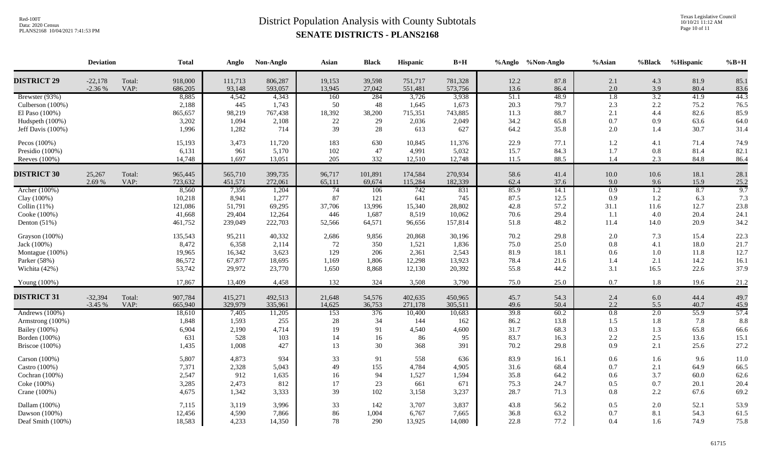# District Population Analysis with County Subtotals

## SENATE DISTRICTS - PLANS2168

Red-100T
Data: 2020 Census
PLANS2168 10/04/2021 7:41:53 PM

Texas Legislative Council
10/10/21 11:12 AM

| | Deviation | | Total | Anglo | Non-Anglo | Asian | Black | Hispanic | B+H | %Anglo | %Non-Anglo | %Asian | %Black | %Hispanic | %B+H |
|---|---|---|---|---|---|---|---|---|---|---|---|---|---|---|---|
| **DISTRICT 29** | -22,178 | Total: | 918,000 | 111,713 | 806,287 | 19,153 | 39,598 | 751,717 | 781,328 | 12.2 | 87.8 | 2.1 | 4.3 | 81.9 | 85.1 |
| | -2.36 % | VAP: | 686,205 | 93,148 | 593,057 | 13,945 | 27,042 | 551,481 | 573,756 | 13.6 | 86.4 | 2.0 | 3.9 | 80.4 | 83.6 |
| Brewster (93%) | | | 8,885 | 4,542 | 4,343 | 160 | 284 | 3,726 | 3,938 | 51.1 | 48.9 | 1.8 | 3.2 | 41.9 | 44.3 |
| Culberson (100%) | | | 2,188 | 445 | 1,743 | 50 | 48 | 1,645 | 1,673 | 20.3 | 79.7 | 2.3 | 2.2 | 75.2 | 76.5 |
| El Paso (100%) | | | 865,657 | 98,219 | 767,438 | 18,392 | 38,200 | 715,351 | 743,885 | 11.3 | 88.7 | 2.1 | 4.4 | 82.6 | 85.9 |
| Hudspeth (100%) | | | 3,202 | 1,094 | 2,108 | 22 | 29 | 2,036 | 2,049 | 34.2 | 65.8 | 0.7 | 0.9 | 63.6 | 64.0 |
| Jeff Davis (100%) | | | 1,996 | 1,282 | 714 | 39 | 28 | 613 | 627 | 64.2 | 35.8 | 2.0 | 1.4 | 30.7 | 31.4 |
| Pecos (100%) | | | 15,193 | 3,473 | 11,720 | 183 | 630 | 10,845 | 11,376 | 22.9 | 77.1 | 1.2 | 4.1 | 71.4 | 74.9 |
| Presidio (100%) | | | 6,131 | 961 | 5,170 | 102 | 47 | 4,991 | 5,032 | 15.7 | 84.3 | 1.7 | 0.8 | 81.4 | 82.1 |
| Reeves (100%) | | | 14,748 | 1,697 | 13,051 | 205 | 332 | 12,510 | 12,748 | 11.5 | 88.5 | 1.4 | 2.3 | 84.8 | 86.4 |
| **DISTRICT 30** | 25,267 | Total: | 965,445 | 565,710 | 399,735 | 96,717 | 101,891 | 174,584 | 270,934 | 58.6 | 41.4 | 10.0 | 10.6 | 18.1 | 28.1 |
| | 2.69 % | VAP: | 723,632 | 451,571 | 272,061 | 65,111 | 69,674 | 115,284 | 182,339 | 62.4 | 37.6 | 9.0 | 9.6 | 15.9 | 25.2 |
| Archer (100%) | | | 8,560 | 7,356 | 1,204 | 74 | 106 | 742 | 831 | 85.9 | 14.1 | 0.9 | 1.2 | 8.7 | 9.7 |
| Clay (100%) | | | 10,218 | 8,941 | 1,277 | 87 | 121 | 641 | 745 | 87.5 | 12.5 | 0.9 | 1.2 | 6.3 | 7.3 |
| Collin (11%) | | | 121,086 | 51,791 | 69,295 | 37,706 | 13,996 | 15,340 | 28,802 | 42.8 | 57.2 | 31.1 | 11.6 | 12.7 | 23.8 |
| Cooke (100%) | | | 41,668 | 29,404 | 12,264 | 446 | 1,687 | 8,519 | 10,062 | 70.6 | 29.4 | 1.1 | 4.0 | 20.4 | 24.1 |
| Denton (51%) | | | 461,752 | 239,049 | 222,703 | 52,566 | 64,571 | 96,656 | 157,814 | 51.8 | 48.2 | 11.4 | 14.0 | 20.9 | 34.2 |
| Grayson (100%) | | | 135,543 | 95,211 | 40,332 | 2,686 | 9,856 | 20,868 | 30,196 | 70.2 | 29.8 | 2.0 | 7.3 | 15.4 | 22.3 |
| Jack (100%) | | | 8,472 | 6,358 | 2,114 | 72 | 350 | 1,521 | 1,836 | 75.0 | 25.0 | 0.8 | 4.1 | 18.0 | 21.7 |
| Montague (100%) | | | 19,965 | 16,342 | 3,623 | 129 | 206 | 2,361 | 2,543 | 81.9 | 18.1 | 0.6 | 1.0 | 11.8 | 12.7 |
| Parker (58%) | | | 86,572 | 67,877 | 18,695 | 1,169 | 1,806 | 12,298 | 13,923 | 78.4 | 21.6 | 1.4 | 2.1 | 14.2 | 16.1 |
| Wichita (42%) | | | 53,742 | 29,972 | 23,770 | 1,650 | 8,868 | 12,130 | 20,392 | 55.8 | 44.2 | 3.1 | 16.5 | 22.6 | 37.9 |
| Young (100%) | | | 17,867 | 13,409 | 4,458 | 132 | 324 | 3,508 | 3,790 | 75.0 | 25.0 | 0.7 | 1.8 | 19.6 | 21.2 |
| **DISTRICT 31** | -32,394 | Total: | 907,784 | 415,271 | 492,513 | 21,648 | 54,576 | 402,635 | 450,965 | 45.7 | 54.3 | 2.4 | 6.0 | 44.4 | 49.7 |
| | -3.45 % | VAP: | 665,940 | 329,979 | 335,961 | 14,625 | 36,753 | 271,178 | 305,511 | 49.6 | 50.4 | 2.2 | 5.5 | 40.7 | 45.9 |
| Andrews (100%) | | | 18,610 | 7,405 | 11,205 | 153 | 376 | 10,400 | 10,683 | 39.8 | 60.2 | 0.8 | 2.0 | 55.9 | 57.4 |
| Armstrong (100%) | | | 1,848 | 1,593 | 255 | 28 | 34 | 144 | 162 | 86.2 | 13.8 | 1.5 | 1.8 | 7.8 | 8.8 |
| Bailey (100%) | | | 6,904 | 2,190 | 4,714 | 19 | 91 | 4,540 | 4,600 | 31.7 | 68.3 | 0.3 | 1.3 | 65.8 | 66.6 |
| Borden (100%) | | | 631 | 528 | 103 | 14 | 16 | 86 | 95 | 83.7 | 16.3 | 2.2 | 2.5 | 13.6 | 15.1 |
| Briscoe (100%) | | | 1,435 | 1,008 | 427 | 13 | 30 | 368 | 391 | 70.2 | 29.8 | 0.9 | 2.1 | 25.6 | 27.2 |
| Carson (100%) | | | 5,807 | 4,873 | 934 | 33 | 91 | 558 | 636 | 83.9 | 16.1 | 0.6 | 1.6 | 9.6 | 11.0 |
| Castro (100%) | | | 7,371 | 2,328 | 5,043 | 49 | 155 | 4,784 | 4,905 | 31.6 | 68.4 | 0.7 | 2.1 | 64.9 | 66.5 |
| Cochran (100%) | | | 2,547 | 912 | 1,635 | 16 | 94 | 1,527 | 1,594 | 35.8 | 64.2 | 0.6 | 3.7 | 60.0 | 62.6 |
| Coke (100%) | | | 3,285 | 2,473 | 812 | 17 | 23 | 661 | 671 | 75.3 | 24.7 | 0.5 | 0.7 | 20.1 | 20.4 |
| Crane (100%) | | | 4,675 | 1,342 | 3,333 | 39 | 102 | 3,158 | 3,237 | 28.7 | 71.3 | 0.8 | 2.2 | 67.6 | 69.2 |
| Dallam (100%) | | | 7,115 | 3,119 | 3,996 | 33 | 142 | 3,707 | 3,837 | 43.8 | 56.2 | 0.5 | 2.0 | 52.1 | 53.9 |
| Dawson (100%) | | | 12,456 | 4,590 | 7,866 | 86 | 1,004 | 6,767 | 7,665 | 36.8 | 63.2 | 0.7 | 8.1 | 54.3 | 61.5 |
| Deaf Smith (100%) | | | 18,583 | 4,233 | 14,350 | 78 | 290 | 13,925 | 14,080 | 22.8 | 77.2 | 0.4 | 1.6 | 74.9 | 75.8 |

61715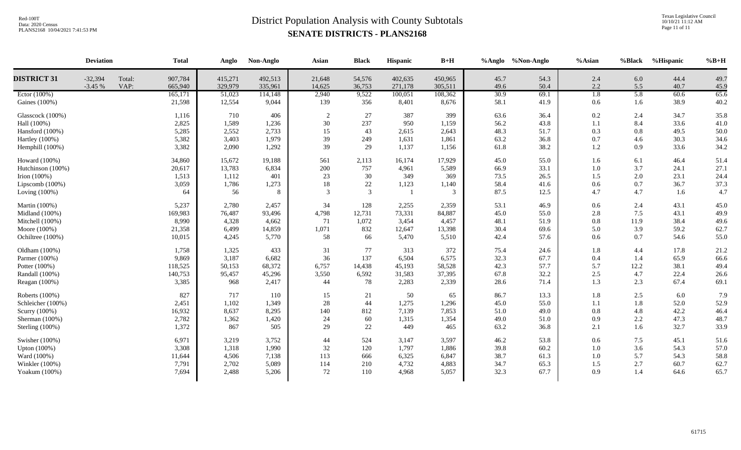# District Population Analysis with County Subtotals

## SENATE DISTRICTS - PLANS2168

| | Deviation | | Total | Anglo | Non-Anglo | Asian | Black | Hispanic | B+H | %Anglo | %Non-Anglo | %Asian | %Black | %Hispanic | %B+H |
|---|---|---|---|---|---|---|---|---|---|---|---|---|---|---|---|
| **DISTRICT 31** | -32,394 | Total: | 907,784 | 415,271 | 492,513 | 21,648 | 54,576 | 402,635 | 450,965 | 45.7 | 54.3 | 2.4 | 6.0 | 44.4 | 49.7 |
| | -3.45 % | VAP: | 665,940 | 329,979 | 335,961 | 14,625 | 36,753 | 271,178 | 305,511 | 49.6 | 50.4 | 2.2 | 5.5 | 40.7 | 45.9 |
| Ector (100%) | | | 165,171 | 51,023 | 114,148 | 2,940 | 9,522 | 100,051 | 108,362 | 30.9 | 69.1 | 1.8 | 5.8 | 60.6 | 65.6 |
| Gaines (100%) | | | 21,598 | 12,554 | 9,044 | 139 | 356 | 8,401 | 8,676 | 58.1 | 41.9 | 0.6 | 1.6 | 38.9 | 40.2 |
| Glasscock (100%) | | | 1,116 | 710 | 406 | 2 | 27 | 387 | 399 | 63.6 | 36.4 | 0.2 | 2.4 | 34.7 | 35.8 |
| Hall (100%) | | | 2,825 | 1,589 | 1,236 | 30 | 237 | 950 | 1,159 | 56.2 | 43.8 | 1.1 | 8.4 | 33.6 | 41.0 |
| Hansford (100%) | | | 5,285 | 2,552 | 2,733 | 15 | 43 | 2,615 | 2,643 | 48.3 | 51.7 | 0.3 | 0.8 | 49.5 | 50.0 |
| Hartley (100%) | | | 5,382 | 3,403 | 1,979 | 39 | 249 | 1,631 | 1,861 | 63.2 | 36.8 | 0.7 | 4.6 | 30.3 | 34.6 |
| Hemphill (100%) | | | 3,382 | 2,090 | 1,292 | 39 | 29 | 1,137 | 1,156 | 61.8 | 38.2 | 1.2 | 0.9 | 33.6 | 34.2 |
| Howard (100%) | | | 34,860 | 15,672 | 19,188 | 561 | 2,113 | 16,174 | 17,929 | 45.0 | 55.0 | 1.6 | 6.1 | 46.4 | 51.4 |
| Hutchinson (100%) | | | 20,617 | 13,783 | 6,834 | 200 | 757 | 4,961 | 5,589 | 66.9 | 33.1 | 1.0 | 3.7 | 24.1 | 27.1 |
| Irion (100%) | | | 1,513 | 1,112 | 401 | 23 | 30 | 349 | 369 | 73.5 | 26.5 | 1.5 | 2.0 | 23.1 | 24.4 |
| Lipscomb (100%) | | | 3,059 | 1,786 | 1,273 | 18 | 22 | 1,123 | 1,140 | 58.4 | 41.6 | 0.6 | 0.7 | 36.7 | 37.3 |
| Loving (100%) | | | 64 | 56 | 8 | 3 | 3 | 1 | 3 | 87.5 | 12.5 | 4.7 | 4.7 | 1.6 | 4.7 |
| Martin (100%) | | | 5,237 | 2,780 | 2,457 | 34 | 128 | 2,255 | 2,359 | 53.1 | 46.9 | 0.6 | 2.4 | 43.1 | 45.0 |
| Midland (100%) | | | 169,983 | 76,487 | 93,496 | 4,798 | 12,731 | 73,331 | 84,887 | 45.0 | 55.0 | 2.8 | 7.5 | 43.1 | 49.9 |
| Mitchell (100%) | | | 8,990 | 4,328 | 4,662 | 71 | 1,072 | 3,454 | 4,457 | 48.1 | 51.9 | 0.8 | 11.9 | 38.4 | 49.6 |
| Moore (100%) | | | 21,358 | 6,499 | 14,859 | 1,071 | 832 | 12,647 | 13,398 | 30.4 | 69.6 | 5.0 | 3.9 | 59.2 | 62.7 |
| Ochiltree (100%) | | | 10,015 | 4,245 | 5,770 | 58 | 66 | 5,470 | 5,510 | 42.4 | 57.6 | 0.6 | 0.7 | 54.6 | 55.0 |
| Oldham (100%) | | | 1,758 | 1,325 | 433 | 31 | 77 | 313 | 372 | 75.4 | 24.6 | 1.8 | 4.4 | 17.8 | 21.2 |
| Parmer (100%) | | | 9,869 | 3,187 | 6,682 | 36 | 137 | 6,504 | 6,575 | 32.3 | 67.7 | 0.4 | 1.4 | 65.9 | 66.6 |
| Potter (100%) | | | 118,525 | 50,153 | 68,372 | 6,757 | 14,438 | 45,193 | 58,528 | 42.3 | 57.7 | 5.7 | 12.2 | 38.1 | 49.4 |
| Randall (100%) | | | 140,753 | 95,457 | 45,296 | 3,550 | 6,592 | 31,583 | 37,395 | 67.8 | 32.2 | 2.5 | 4.7 | 22.4 | 26.6 |
| Reagan (100%) | | | 3,385 | 968 | 2,417 | 44 | 78 | 2,283 | 2,339 | 28.6 | 71.4 | 1.3 | 2.3 | 67.4 | 69.1 |
| Roberts (100%) | | | 827 | 717 | 110 | 15 | 21 | 50 | 65 | 86.7 | 13.3 | 1.8 | 2.5 | 6.0 | 7.9 |
| Schleicher (100%) | | | 2,451 | 1,102 | 1,349 | 28 | 44 | 1,275 | 1,296 | 45.0 | 55.0 | 1.1 | 1.8 | 52.0 | 52.9 |
| Scurry (100%) | | | 16,932 | 8,637 | 8,295 | 140 | 812 | 7,139 | 7,853 | 51.0 | 49.0 | 0.8 | 4.8 | 42.2 | 46.4 |
| Sherman (100%) | | | 2,782 | 1,362 | 1,420 | 24 | 60 | 1,315 | 1,354 | 49.0 | 51.0 | 0.9 | 2.2 | 47.3 | 48.7 |
| Sterling (100%) | | | 1,372 | 867 | 505 | 29 | 22 | 449 | 465 | 63.2 | 36.8 | 2.1 | 1.6 | 32.7 | 33.9 |
| Swisher (100%) | | | 6,971 | 3,219 | 3,752 | 44 | 524 | 3,147 | 3,597 | 46.2 | 53.8 | 0.6 | 7.5 | 45.1 | 51.6 |
| Upton (100%) | | | 3,308 | 1,318 | 1,990 | 32 | 120 | 1,797 | 1,886 | 39.8 | 60.2 | 1.0 | 3.6 | 54.3 | 57.0 |
| Ward (100%) | | | 11,644 | 4,506 | 7,138 | 113 | 666 | 6,325 | 6,847 | 38.7 | 61.3 | 1.0 | 5.7 | 54.3 | 58.8 |
| Winkler (100%) | | | 7,791 | 2,702 | 5,089 | 114 | 210 | 4,732 | 4,883 | 34.7 | 65.3 | 1.5 | 2.7 | 60.7 | 62.7 |
| Yoakum (100%) | | | 7,694 | 2,488 | 5,206 | 72 | 110 | 4,968 | 5,057 | 32.3 | 67.7 | 0.9 | 1.4 | 64.6 | 65.7 |

61715